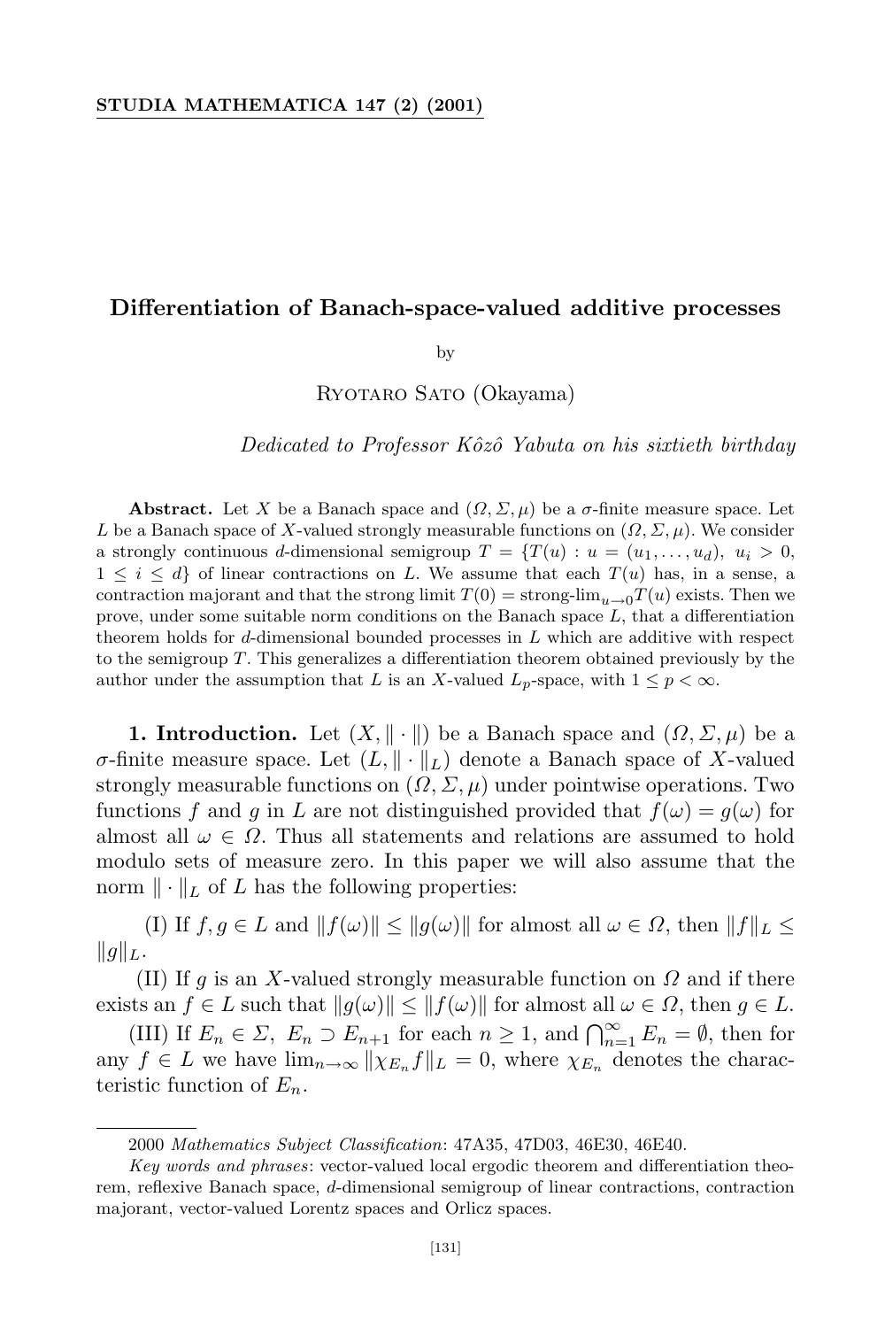# Differentiation of Banach-space-valued additive processes

by

Ryotaro Sato (Okayama)

*Dedicated to Professor Kôzô Yabuta on his sixtieth birthday*

**Abstract.** Let $X$ be a Banach space and $(\Omega, \Sigma, \mu)$ be a $\sigma$-finite measure space. Let $L$ be a Banach space of $X$-valued strongly measurable functions on $(\Omega, \Sigma, \mu)$. We consider a strongly continuous $d$-dimensional semigroup $T = \{T(u) : u = (u_1, \ldots, u_d),\ u_i > 0,\ 1 \le i \le d\}$ of linear contractions on $L$. We assume that each $T(u)$ has, in a sense, a contraction majorant and that the strong limit $T(0) = \text{strong-lim}_{u \to 0} T(u)$ exists. Then we prove, under some suitable norm conditions on the Banach space $L$, that a differentiation theorem holds for $d$-dimensional bounded processes in $L$ which are additive with respect to the semigroup $T$. This generalizes a differentiation theorem obtained previously by the author under the assumption that $L$ is an $X$-valued $L_p$-space, with $1 \le p < \infty$.

**1. Introduction.** Let $(X, \|\cdot\|)$ be a Banach space and $(\Omega, \Sigma, \mu)$ be a $\sigma$-finite measure space. Let $(L, \|\cdot\|_L)$ denote a Banach space of $X$-valued strongly measurable functions on $(\Omega, \Sigma, \mu)$ under pointwise operations. Two functions $f$ and $g$ in $L$ are not distinguished provided that $f(\omega) = g(\omega)$ for almost all $\omega \in \Omega$. Thus all statements and relations are assumed to hold modulo sets of measure zero. In this paper we will also assume that the norm $\|\cdot\|_L$ of $L$ has the following properties:

(I) If $f, g \in L$ and $\|f(\omega)\| \le \|g(\omega)\|$ for almost all $\omega \in \Omega$, then $\|f\|_L \le \|g\|_L$.

(II) If $g$ is an $X$-valued strongly measurable function on $\Omega$ and if there exists an $f \in L$ such that $\|g(\omega)\| \le \|f(\omega)\|$ for almost all $\omega \in \Omega$, then $g \in L$.

(III) If $E_n \in \Sigma$, $E_n \supset E_{n+1}$ for each $n \ge 1$, and $\bigcap_{n=1}^{\infty} E_n = \emptyset$, then for any $f \in L$ we have $\lim_{n\to\infty} \|\chi_{E_n} f\|_L = 0$, where $\chi_{E_n}$ denotes the characteristic function of $E_n$.

---

2000 *Mathematics Subject Classification*: 47A35, 47D03, 46E30, 46E40.

*Key words and phrases*: vector-valued local ergodic theorem and differentiation theorem, reflexive Banach space, $d$-dimensional semigroup of linear contractions, contraction majorant, vector-valued Lorentz spaces and Orlicz spaces.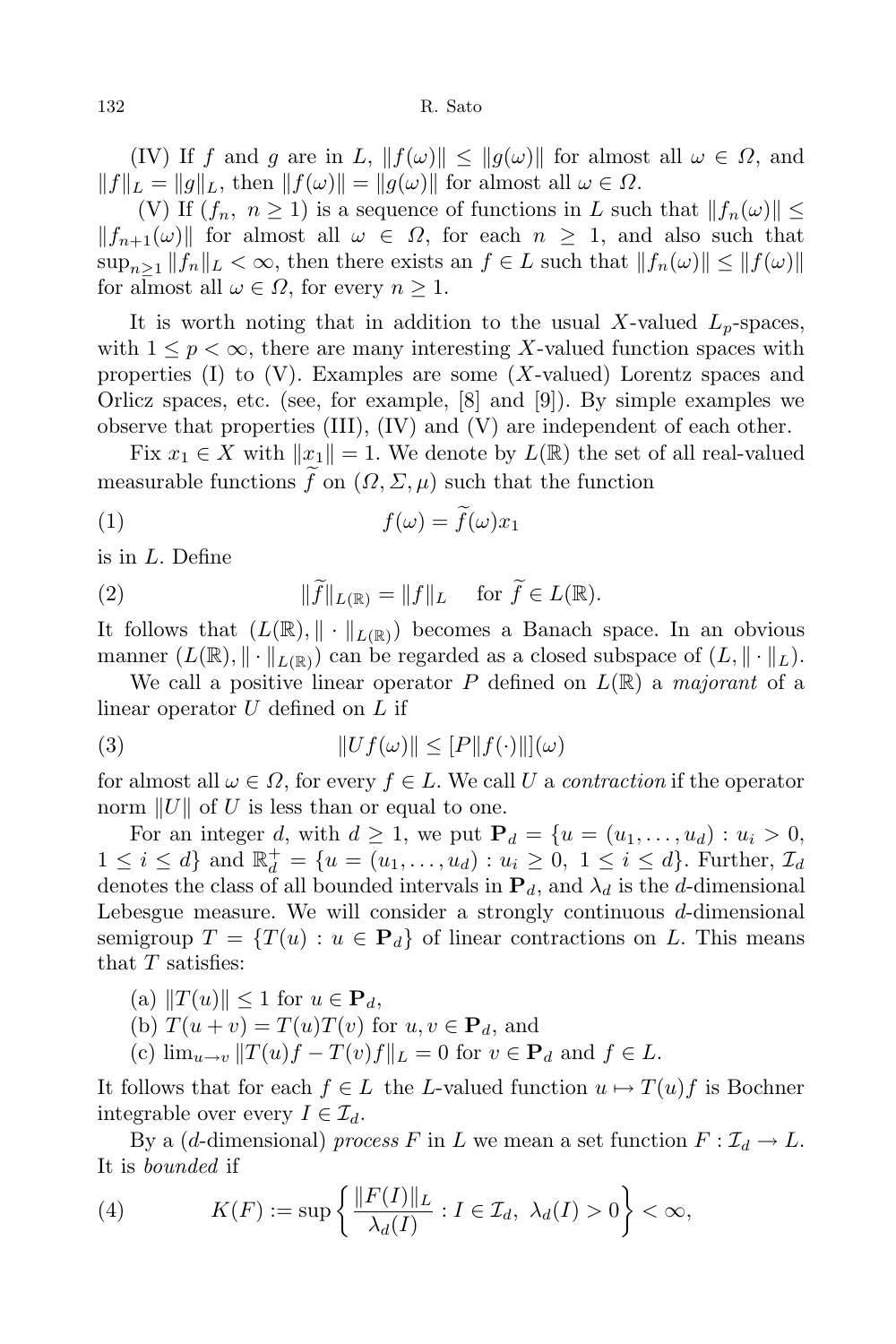(IV) If $f$ and $g$ are in $L$, $\|f(\omega)\| \leq \|g(\omega)\|$ for almost all $\omega \in \Omega$, and $\|f\|_L = \|g\|_L$, then $\|f(\omega)\| = \|g(\omega)\|$ for almost all $\omega \in \Omega$.

(V) If $(f_n,\ n \geq 1)$ is a sequence of functions in $L$ such that $\|f_n(\omega)\| \leq \|f_{n+1}(\omega)\|$ for almost all $\omega \in \Omega$, for each $n \geq 1$, and also such that $\sup_{n\geq 1} \|f_n\|_L < \infty$, then there exists an $f \in L$ such that $\|f_n(\omega)\| \leq \|f(\omega)\|$ for almost all $\omega \in \Omega$, for every $n \geq 1$.

It is worth noting that in addition to the usual $X$-valued $L_p$-spaces, with $1 \leq p < \infty$, there are many interesting $X$-valued function spaces with properties (I) to (V). Examples are some ($X$-valued) Lorentz spaces and Orlicz spaces, etc. (see, for example, [8] and [9]). By simple examples we observe that properties (III), (IV) and (V) are independent of each other.

Fix $x_1 \in X$ with $\|x_1\| = 1$. We denote by $L(\mathbb{R})$ the set of all real-valued measurable functions $\widetilde{f}$ on $(\Omega, \Sigma, \mu)$ such that the function

$$f(\omega) = \widetilde{f}(\omega)x_1 \tag{1}$$

is in $L$. Define

$$\|\widetilde{f}\|_{L(\mathbb{R})} = \|f\|_L \quad \text{for } \widetilde{f} \in L(\mathbb{R}). \tag{2}$$

It follows that $(L(\mathbb{R}), \|\cdot\|_{L(\mathbb{R})})$ becomes a Banach space. In an obvious manner $(L(\mathbb{R}), \|\cdot\|_{L(\mathbb{R})})$ can be regarded as a closed subspace of $(L, \|\cdot\|_L)$.

We call a positive linear operator $P$ defined on $L(\mathbb{R})$ a *majorant* of a linear operator $U$ defined on $L$ if

$$\|Uf(\omega)\| \leq [P\|f(\cdot)\|](\omega) \tag{3}$$

for almost all $\omega \in \Omega$, for every $f \in L$. We call $U$ a *contraction* if the operator norm $\|U\|$ of $U$ is less than or equal to one.

For an integer $d$, with $d \geq 1$, we put $\mathbf{P}_d = \{u = (u_1, \ldots, u_d) : u_i > 0,\ 1 \leq i \leq d\}$ and $\mathbb{R}_d^+ = \{u = (u_1, \ldots, u_d) : u_i \geq 0,\ 1 \leq i \leq d\}$. Further, $\mathcal{I}_d$ denotes the class of all bounded intervals in $\mathbf{P}_d$, and $\lambda_d$ is the $d$-dimensional Lebesgue measure. We will consider a strongly continuous $d$-dimensional semigroup $T = \{T(u) : u \in \mathbf{P}_d\}$ of linear contractions on $L$. This means that $T$ satisfies:

(a) $\|T(u)\| \leq 1$ for $u \in \mathbf{P}_d$,
(b) $T(u + v) = T(u)T(v)$ for $u, v \in \mathbf{P}_d$, and
(c) $\lim_{u\to v} \|T(u)f - T(v)f\|_L = 0$ for $v \in \mathbf{P}_d$ and $f \in L$.

It follows that for each $f \in L$ the $L$-valued function $u \mapsto T(u)f$ is Bochner integrable over every $I \in \mathcal{I}_d$.

By a ($d$-dimensional) *process* $F$ in $L$ we mean a set function $F : \mathcal{I}_d \to L$. It is *bounded* if

$$K(F) := \sup\left\{\frac{\|F(I)\|_L}{\lambda_d(I)} : I \in \mathcal{I}_d,\ \lambda_d(I) > 0\right\} < \infty, \tag{4}$$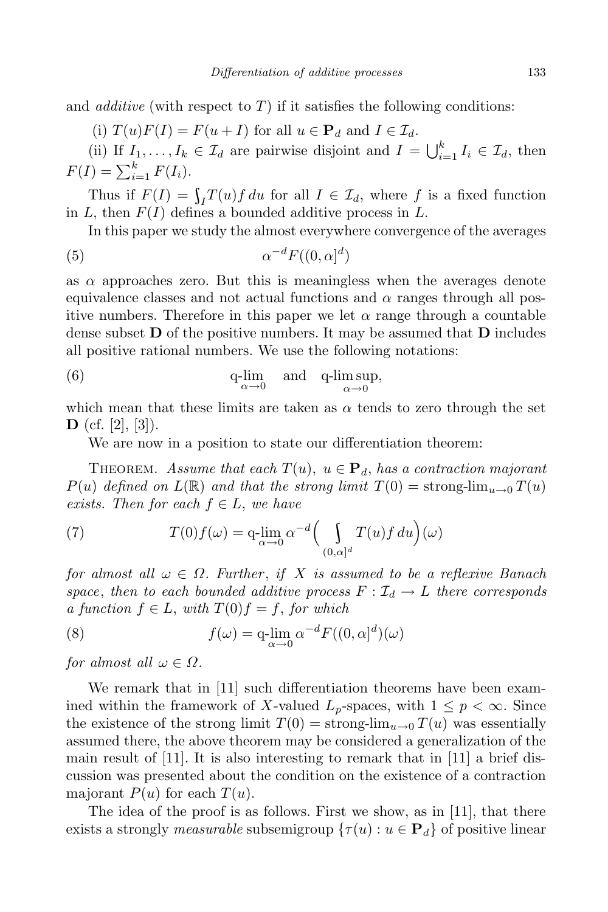and *additive* (with respect to $T$) if it satisfies the following conditions:

(i) $T(u)F(I) = F(u+I)$ for all $u \in \mathbf{P}_d$ and $I \in \mathcal{I}_d$.

(ii) If $I_1, \ldots, I_k \in \mathcal{I}_d$ are pairwise disjoint and $I = \bigcup_{i=1}^k I_i \in \mathcal{I}_d$, then $F(I) = \sum_{i=1}^k F(I_i)$.

Thus if $F(I) = \int_I T(u)f\,du$ for all $I \in \mathcal{I}_d$, where $f$ is a fixed function in $L$, then $F(I)$ defines a bounded additive process in $L$.

In this paper we study the almost everywhere convergence of the averages

$$\alpha^{-d} F((0,\alpha]^d) \tag{5}$$

as $\alpha$ approaches zero. But this is meaningless when the averages denote equivalence classes and not actual functions and $\alpha$ ranges through all positive numbers. Therefore in this paper we let $\alpha$ range through a countable dense subset $\mathbf{D}$ of the positive numbers. It may be assumed that $\mathbf{D}$ includes all positive rational numbers. We use the following notations:

$$\operatorname*{q\text{-}lim}_{\alpha\to 0} \quad \text{and} \quad \operatorname*{q\text{-}lim\,sup}_{\alpha\to 0}, \tag{6}$$

which mean that these limits are taken as $\alpha$ tends to zero through the set $\mathbf{D}$ (cf. [2], [3]).

We are now in a position to state our differentiation theorem:

THEOREM. *Assume that each $T(u)$, $u \in \mathbf{P}_d$, has a contraction majorant $P(u)$ defined on $L(\mathbb{R})$ and that the strong limit $T(0) = \text{strong-lim}_{u\to 0} T(u)$ exists. Then for each $f \in L$, we have*

$$T(0)f(\omega) = \operatorname*{q\text{-}lim}_{\alpha\to 0} \alpha^{-d}\Big(\int_{(0,\alpha]^d} T(u)f\,du\Big)(\omega) \tag{7}$$

*for almost all $\omega \in \Omega$. Further, if $X$ is assumed to be a reflexive Banach space, then to each bounded additive process $F : \mathcal{I}_d \to L$ there corresponds a function $f \in L$, with $T(0)f = f$, for which*

$$f(\omega) = \operatorname*{q\text{-}lim}_{\alpha\to 0} \alpha^{-d} F((0,\alpha]^d)(\omega) \tag{8}$$

*for almost all $\omega \in \Omega$.*

We remark that in [11] such differentiation theorems have been examined within the framework of $X$-valued $L_p$-spaces, with $1 \le p < \infty$. Since the existence of the strong limit $T(0) = \text{strong-lim}_{u\to 0} T(u)$ was essentially assumed there, the above theorem may be considered a generalization of the main result of [11]. It is also interesting to remark that in [11] a brief discussion was presented about the condition on the existence of a contraction majorant $P(u)$ for each $T(u)$.

The idea of the proof is as follows. First we show, as in [11], that there exists a strongly *measurable* subsemigroup $\{\tau(u) : u \in \mathbf{P}_d\}$ of positive linear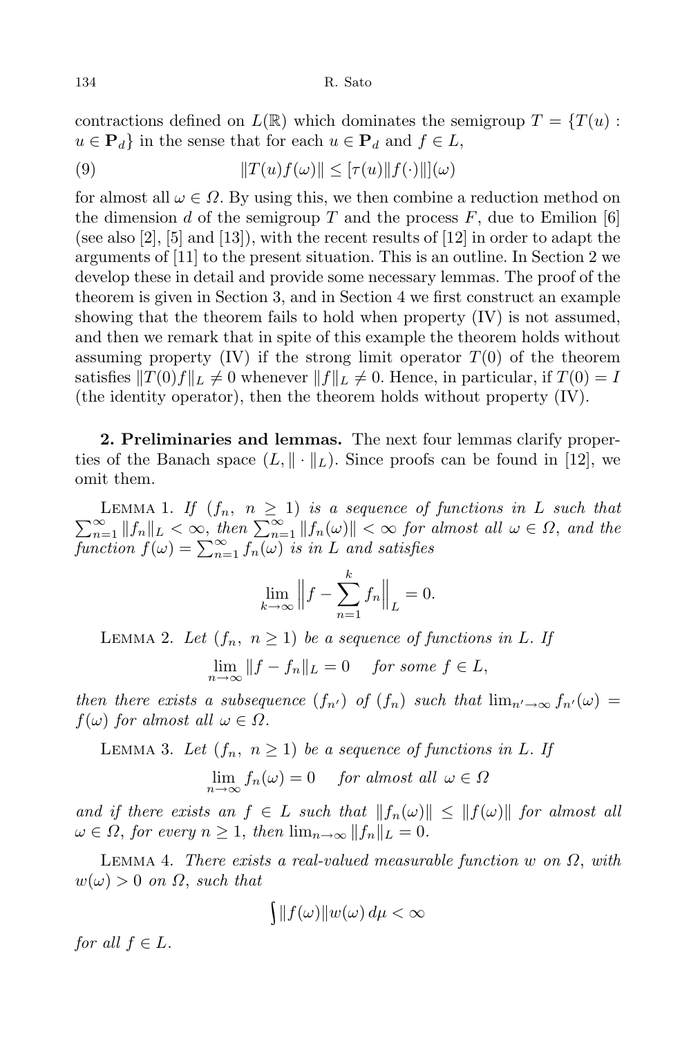contractions defined on $L(\mathbb{R})$ which dominates the semigroup $T = \{T(u) : u \in \mathbf{P}_d\}$ in the sense that for each $u \in \mathbf{P}_d$ and $f \in L$,

$$\|T(u)f(\omega)\| \le [\tau(u)\|f(\cdot)\|](\omega) \tag{9}$$

for almost all $\omega \in \Omega$. By using this, we then combine a reduction method on the dimension $d$ of the semigroup $T$ and the process $F$, due to Emilion [6] (see also [2], [5] and [13]), with the recent results of [12] in order to adapt the arguments of [11] to the present situation. This is an outline. In Section 2 we develop these in detail and provide some necessary lemmas. The proof of the theorem is given in Section 3, and in Section 4 we first construct an example showing that the theorem fails to hold when property (IV) is not assumed, and then we remark that in spite of this example the theorem holds without assuming property (IV) if the strong limit operator $T(0)$ of the theorem satisfies $\|T(0)f\|_L \ne 0$ whenever $\|f\|_L \ne 0$. Hence, in particular, if $T(0) = I$ (the identity operator), then the theorem holds without property (IV).

## 2. Preliminaries and lemmas.

The next four lemmas clarify properties of the Banach space $(L, \|\cdot\|_L)$. Since proofs can be found in [12], we omit them.

Lemma 1. *If $(f_n,\ n \ge 1)$ is a sequence of functions in $L$ such that $\sum_{n=1}^{\infty} \|f_n\|_L < \infty$, then $\sum_{n=1}^{\infty} \|f_n(\omega)\| < \infty$ for almost all $\omega \in \Omega$, and the function $f(\omega) = \sum_{n=1}^{\infty} f_n(\omega)$ is in $L$ and satisfies*

$$\lim_{k\to\infty} \Big\| f - \sum_{n=1}^{k} f_n \Big\|_L = 0.$$

Lemma 2. *Let $(f_n,\ n \ge 1)$ be a sequence of functions in $L$. If*

$$\lim_{n\to\infty} \|f - f_n\|_L = 0 \quad \text{for some } f \in L,$$

*then there exists a subsequence $(f_{n'})$ of $(f_n)$ such that $\lim_{n'\to\infty} f_{n'}(\omega) = f(\omega)$ for almost all $\omega \in \Omega$.*

Lemma 3. *Let $(f_n,\ n \ge 1)$ be a sequence of functions in $L$. If*

$$\lim_{n\to\infty} f_n(\omega) = 0 \quad \text{for almost all } \omega \in \Omega$$

*and if there exists an $f \in L$ such that $\|f_n(\omega)\| \le \|f(\omega)\|$ for almost all $\omega \in \Omega$, for every $n \ge 1$, then $\lim_{n\to\infty} \|f_n\|_L = 0$.*

Lemma 4. *There exists a real-valued measurable function $w$ on $\Omega$, with $w(\omega) > 0$ on $\Omega$, such that*

$$\int \|f(\omega)\| w(\omega)\, d\mu < \infty$$

*for all $f \in L$.*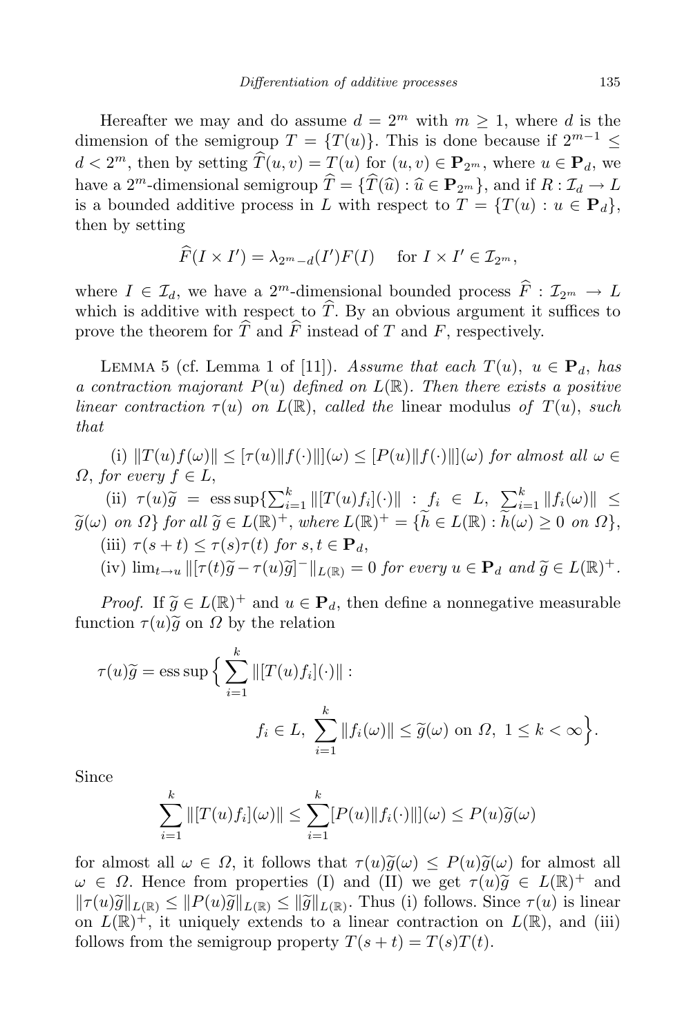Hereafter we may and do assume $d = 2^m$ with $m \geq 1$, where $d$ is the dimension of the semigroup $T = \{T(u)\}$. This is done because if $2^{m-1} \leq d < 2^m$, then by setting $\widehat{T}(u,v) = T(u)$ for $(u,v) \in \mathbf{P}_{2^m}$, where $u \in \mathbf{P}_d$, we have a $2^m$-dimensional semigroup $\widehat{T} = \{\widehat{T}(\widehat{u}) : \widehat{u} \in \mathbf{P}_{2^m}\}$, and if $R : \mathcal{I}_d \to L$ is a bounded additive process in $L$ with respect to $T = \{T(u) : u \in \mathbf{P}_d\}$, then by setting

$$\widehat{F}(I \times I') = \lambda_{2^m - d}(I')F(I) \quad \text{ for } I \times I' \in \mathcal{I}_{2^m},$$

where $I \in \mathcal{I}_d$, we have a $2^m$-dimensional bounded process $\widehat{F} : \mathcal{I}_{2^m} \to L$ which is additive with respect to $\widehat{T}$. By an obvious argument it suffices to prove the theorem for $\widehat{T}$ and $\widehat{F}$ instead of $T$ and $F$, respectively.

LEMMA 5 (cf. Lemma 1 of [11]). *Assume that each $T(u)$, $u \in \mathbf{P}_d$, has a contraction majorant $P(u)$ defined on $L(\mathbb{R})$. Then there exists a positive linear contraction $\tau(u)$ on $L(\mathbb{R})$, called the* linear modulus *of $T(u)$, such that*

(i) $\|T(u)f(\omega)\| \leq [\tau(u)\|f(\cdot)\|](\omega) \leq [P(u)\|f(\cdot)\|](\omega)$ *for almost all $\omega \in \Omega$, for every $f \in L$,*

(ii) $\tau(u)\widetilde{g} = \operatorname{ess\,sup}\{\sum_{i=1}^k \|[T(u)f_i](\cdot)\| : f_i \in L,\ \sum_{i=1}^k \|f_i(\omega)\| \leq \widetilde{g}(\omega)$ *on $\Omega\}$ for all $\widetilde{g} \in L(\mathbb{R})^+$, where $L(\mathbb{R})^+ = \{\widetilde{h} \in L(\mathbb{R}) : \widetilde{h}(\omega) \geq 0$ on $\Omega\}$,*

(iii) $\tau(s+t) \leq \tau(s)\tau(t)$ *for $s,t \in \mathbf{P}_d$,*

(iv) $\lim_{t \to u} \|[\tau(t)\widetilde{g} - \tau(u)\widetilde{g}]^-\|_{L(\mathbb{R})} = 0$ *for every $u \in \mathbf{P}_d$ and $\widetilde{g} \in L(\mathbb{R})^+$.*

*Proof.* If $\widetilde{g} \in L(\mathbb{R})^+$ and $u \in \mathbf{P}_d$, then define a nonnegative measurable function $\tau(u)\widetilde{g}$ on $\Omega$ by the relation

$$\tau(u)\widetilde{g} = \operatorname{ess\,sup}\Big\{ \sum_{i=1}^k \|[T(u)f_i](\cdot)\| : \\ f_i \in L,\ \sum_{i=1}^k \|f_i(\omega)\| \leq \widetilde{g}(\omega) \text{ on } \Omega,\ 1 \leq k < \infty \Big\}.$$

Since

$$\sum_{i=1}^k \|[T(u)f_i](\omega)\| \leq \sum_{i=1}^k [P(u)\|f_i(\cdot)\|](\omega) \leq P(u)\widetilde{g}(\omega)$$

for almost all $\omega \in \Omega$, it follows that $\tau(u)\widetilde{g}(\omega) \leq P(u)\widetilde{g}(\omega)$ for almost all $\omega \in \Omega$. Hence from properties (I) and (II) we get $\tau(u)\widetilde{g} \in L(\mathbb{R})^+$ and $\|\tau(u)\widetilde{g}\|_{L(\mathbb{R})} \leq \|P(u)\widetilde{g}\|_{L(\mathbb{R})} \leq \|\widetilde{g}\|_{L(\mathbb{R})}$. Thus (i) follows. Since $\tau(u)$ is linear on $L(\mathbb{R})^+$, it uniquely extends to a linear contraction on $L(\mathbb{R})$, and (iii) follows from the semigroup property $T(s+t) = T(s)T(t)$.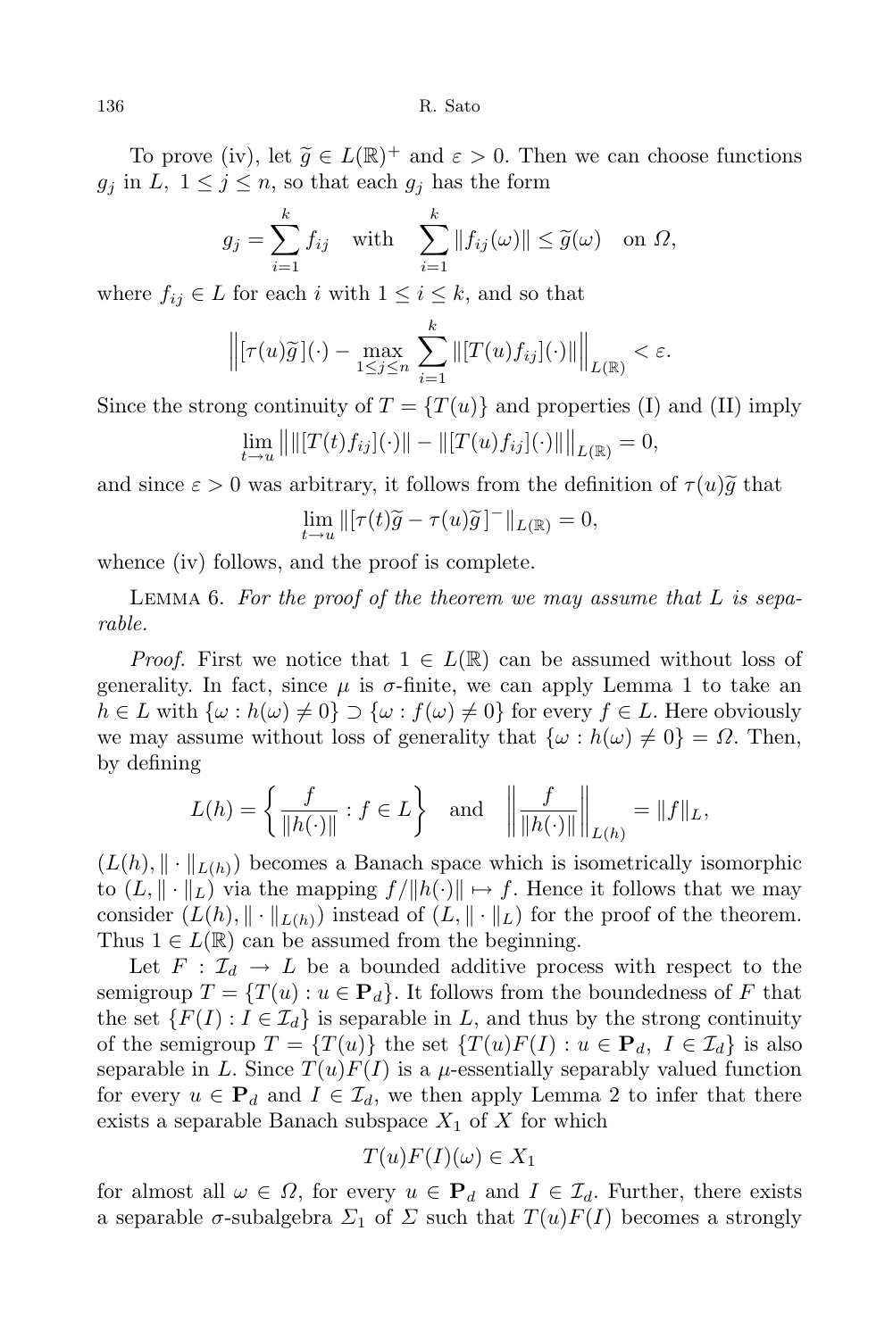To prove (iv), let $\widetilde{g} \in L(\mathbb{R})^+$ and $\varepsilon > 0$. Then we can choose functions $g_j$ in $L$, $1 \le j \le n$, so that each $g_j$ has the form

$$g_j = \sum_{i=1}^{k} f_{ij} \quad \text{with} \quad \sum_{i=1}^{k} \|f_{ij}(\omega)\| \le \widetilde{g}(\omega) \quad \text{on } \Omega,$$

where $f_{ij} \in L$ for each $i$ with $1 \le i \le k$, and so that

$$\Big\| [\tau(u)\widetilde{g}](\cdot) - \max_{1\le j\le n} \sum_{i=1}^{k} \|[T(u)f_{ij}](\cdot)\| \Big\|_{L(\mathbb{R})} < \varepsilon.$$

Since the strong continuity of $T = \{T(u)\}$ and properties (I) and (II) imply

$$\lim_{t\to u} \big\| \|[T(t)f_{ij}](\cdot)\| - \|[T(u)f_{ij}](\cdot)\| \big\|_{L(\mathbb{R})} = 0,$$

and since $\varepsilon > 0$ was arbitrary, it follows from the definition of $\tau(u)\widetilde{g}$ that

$$\lim_{t\to u} \|[\tau(t)\widetilde{g} - \tau(u)\widetilde{g}]^-\|_{L(\mathbb{R})} = 0,$$

whence (iv) follows, and the proof is complete.

Lemma 6. *For the proof of the theorem we may assume that $L$ is separable.*

*Proof.* First we notice that $1 \in L(\mathbb{R})$ can be assumed without loss of generality. In fact, since $\mu$ is $\sigma$-finite, we can apply Lemma 1 to take an $h \in L$ with $\{\omega : h(\omega) \ne 0\} \supset \{\omega : f(\omega) \ne 0\}$ for every $f \in L$. Here obviously we may assume without loss of generality that $\{\omega : h(\omega) \ne 0\} = \Omega$. Then, by defining

$$L(h) = \left\{ \frac{f}{\|h(\cdot)\|} : f \in L \right\} \quad \text{and} \quad \left\| \frac{f}{\|h(\cdot)\|} \right\|_{L(h)} = \|f\|_L,$$

$(L(h), \|\cdot\|_{L(h)})$ becomes a Banach space which is isometrically isomorphic to $(L, \|\cdot\|_L)$ via the mapping $f/\|h(\cdot)\| \mapsto f$. Hence it follows that we may consider $(L(h), \|\cdot\|_{L(h)})$ instead of $(L, \|\cdot\|_L)$ for the proof of the theorem. Thus $1 \in L(\mathbb{R})$ can be assumed from the beginning.

Let $F : \mathcal{I}_d \to L$ be a bounded additive process with respect to the semigroup $T = \{T(u) : u \in \mathbf{P}_d\}$. It follows from the boundedness of $F$ that the set $\{F(I) : I \in \mathcal{I}_d\}$ is separable in $L$, and thus by the strong continuity of the semigroup $T = \{T(u)\}$ the set $\{T(u)F(I) : u \in \mathbf{P}_d,\ I \in \mathcal{I}_d\}$ is also separable in $L$. Since $T(u)F(I)$ is a $\mu$-essentially separably valued function for every $u \in \mathbf{P}_d$ and $I \in \mathcal{I}_d$, we then apply Lemma 2 to infer that there exists a separable Banach subspace $X_1$ of $X$ for which

$$T(u)F(I)(\omega) \in X_1$$

for almost all $\omega \in \Omega$, for every $u \in \mathbf{P}_d$ and $I \in \mathcal{I}_d$. Further, there exists a separable $\sigma$-subalgebra $\Sigma_1$ of $\Sigma$ such that $T(u)F(I)$ becomes a strongly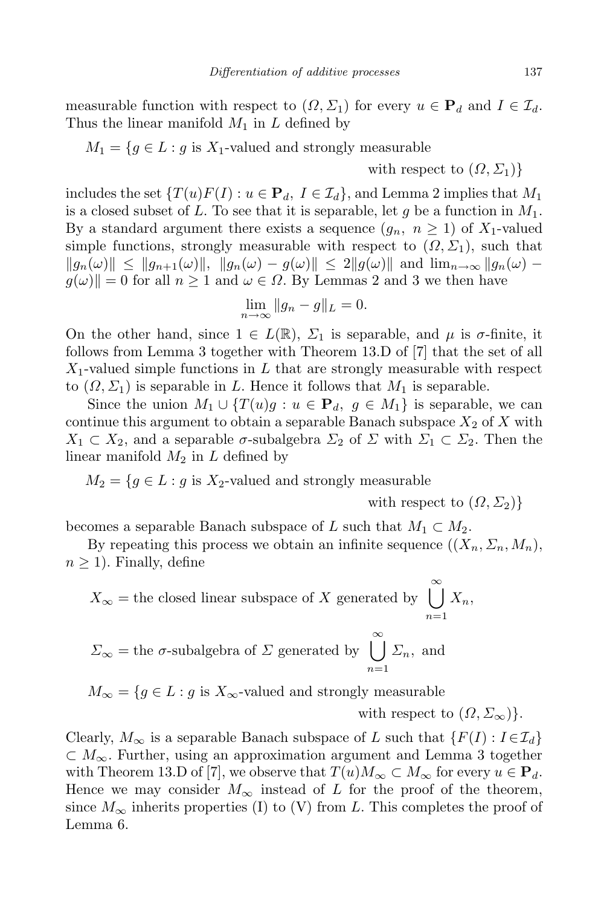measurable function with respect to $(\Omega, \Sigma_1)$ for every $u \in \mathbf{P}_d$ and $I \in \mathcal{I}_d$. Thus the linear manifold $M_1$ in $L$ defined by

$$M_1 = \{g \in L : g \text{ is } X_1\text{-valued and strongly measurable with respect to } (\Omega, \Sigma_1)\}$$

includes the set $\{T(u)F(I) : u \in \mathbf{P}_d,\ I \in \mathcal{I}_d\}$, and Lemma 2 implies that $M_1$ is a closed subset of $L$. To see that it is separable, let $g$ be a function in $M_1$. By a standard argument there exists a sequence $(g_n,\ n \geq 1)$ of $X_1$-valued simple functions, strongly measurable with respect to $(\Omega, \Sigma_1)$, such that $\|g_n(\omega)\| \leq \|g_{n+1}(\omega)\|$, $\|g_n(\omega) - g(\omega)\| \leq 2\|g(\omega)\|$ and $\lim_{n\to\infty} \|g_n(\omega) - g(\omega)\| = 0$ for all $n \geq 1$ and $\omega \in \Omega$. By Lemmas 2 and 3 we then have

$$\lim_{n\to\infty} \|g_n - g\|_L = 0.$$

On the other hand, since $1 \in L(\mathbb{R})$, $\Sigma_1$ is separable, and $\mu$ is $\sigma$-finite, it follows from Lemma 3 together with Theorem 13.D of [7] that the set of all $X_1$-valued simple functions in $L$ that are strongly measurable with respect to $(\Omega, \Sigma_1)$ is separable in $L$. Hence it follows that $M_1$ is separable.

Since the union $M_1 \cup \{T(u)g : u \in \mathbf{P}_d,\ g \in M_1\}$ is separable, we can continue this argument to obtain a separable Banach subspace $X_2$ of $X$ with $X_1 \subset X_2$, and a separable $\sigma$-subalgebra $\Sigma_2$ of $\Sigma$ with $\Sigma_1 \subset \Sigma_2$. Then the linear manifold $M_2$ in $L$ defined by

$$M_2 = \{g \in L : g \text{ is } X_2\text{-valued and strongly measurable with respect to } (\Omega, \Sigma_2)\}$$

becomes a separable Banach subspace of $L$ such that $M_1 \subset M_2$.

By repeating this process we obtain an infinite sequence $((X_n, \Sigma_n, M_n),\ n \geq 1)$. Finally, define

$$X_\infty = \text{the closed linear subspace of } X \text{ generated by } \bigcup_{n=1}^{\infty} X_n,$$

$$\Sigma_\infty = \text{the } \sigma\text{-subalgebra of } \Sigma \text{ generated by } \bigcup_{n=1}^{\infty} \Sigma_n, \text{ and}$$

$$M_\infty = \{g \in L : g \text{ is } X_\infty\text{-valued and strongly measurable with respect to } (\Omega, \Sigma_\infty)\}.$$

Clearly, $M_\infty$ is a separable Banach subspace of $L$ such that $\{F(I) : I \in \mathcal{I}_d\} \subset M_\infty$. Further, using an approximation argument and Lemma 3 together with Theorem 13.D of [7], we observe that $T(u)M_\infty \subset M_\infty$ for every $u \in \mathbf{P}_d$. Hence we may consider $M_\infty$ instead of $L$ for the proof of the theorem, since $M_\infty$ inherits properties (I) to (V) from $L$. This completes the proof of Lemma 6.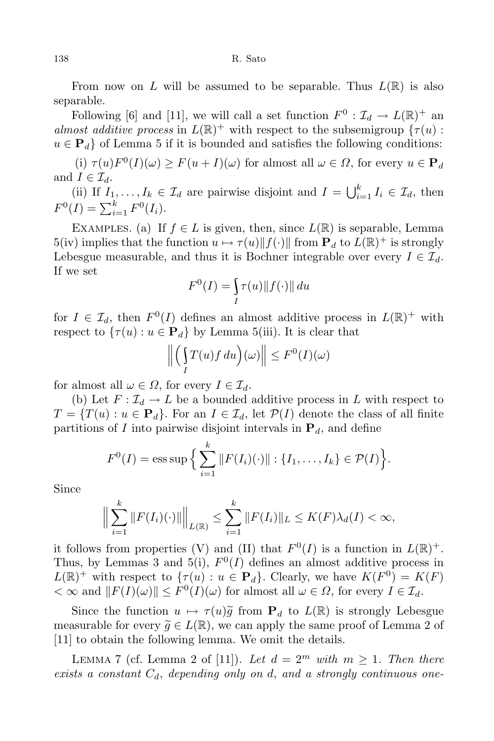From now on $L$ will be assumed to be separable. Thus $L(\mathbb{R})$ is also separable.

Following [6] and [11], we will call a set function $F^0 : \mathcal{I}_d \to L(\mathbb{R})^+$ an *almost additive process* in $L(\mathbb{R})^+$ with respect to the subsemigroup $\{\tau(u) : u \in \mathbf{P}_d\}$ of Lemma 5 if it is bounded and satisfies the following conditions:

(i) $\tau(u)F^0(I)(\omega) \geq F(u+I)(\omega)$ for almost all $\omega \in \Omega$, for every $u \in \mathbf{P}_d$ and $I \in \mathcal{I}_d$.

(ii) If $I_1, \ldots, I_k \in \mathcal{I}_d$ are pairwise disjoint and $I = \bigcup_{i=1}^k I_i \in \mathcal{I}_d$, then $F^0(I) = \sum_{i=1}^k F^0(I_i)$.

Examples. (a) If $f \in L$ is given, then, since $L(\mathbb{R})$ is separable, Lemma 5(iv) implies that the function $u \mapsto \tau(u)\|f(\cdot)\|$ from $\mathbf{P}_d$ to $L(\mathbb{R})^+$ is strongly Lebesgue measurable, and thus it is Bochner integrable over every $I \in \mathcal{I}_d$. If we set

$$F^0(I) = \int_I \tau(u)\|f(\cdot)\|\,du$$

for $I \in \mathcal{I}_d$, then $F^0(I)$ defines an almost additive process in $L(\mathbb{R})^+$ with respect to $\{\tau(u) : u \in \mathbf{P}_d\}$ by Lemma 5(iii). It is clear that

$$\Big\|\Big(\int_I T(u)f\,du\Big)(\omega)\Big\| \leq F^0(I)(\omega)$$

for almost all $\omega \in \Omega$, for every $I \in \mathcal{I}_d$.

(b) Let $F : \mathcal{I}_d \to L$ be a bounded additive process in $L$ with respect to $T = \{T(u) : u \in \mathbf{P}_d\}$. For an $I \in \mathcal{I}_d$, let $\mathcal{P}(I)$ denote the class of all finite partitions of $I$ into pairwise disjoint intervals in $\mathbf{P}_d$, and define

$$F^0(I) = \operatorname{ess\,sup}\Big\{\sum_{i=1}^k \|F(I_i)(\cdot)\| : \{I_1, \ldots, I_k\} \in \mathcal{P}(I)\Big\}.$$

Since

$$\Big\|\sum_{i=1}^k \|F(I_i)(\cdot)\|\Big\|_{L(\mathbb{R})} \leq \sum_{i=1}^k \|F(I_i)\|_L \leq K(F)\lambda_d(I) < \infty,$$

it follows from properties (V) and (II) that $F^0(I)$ is a function in $L(\mathbb{R})^+$. Thus, by Lemmas 3 and 5(i), $F^0(I)$ defines an almost additive process in $L(\mathbb{R})^+$ with respect to $\{\tau(u) : u \in \mathbf{P}_d\}$. Clearly, we have $K(F^0) = K(F) < \infty$ and $\|F(I)(\omega)\| \leq F^0(I)(\omega)$ for almost all $\omega \in \Omega$, for every $I \in \mathcal{I}_d$.

Since the function $u \mapsto \tau(u)\widetilde{g}$ from $\mathbf{P}_d$ to $L(\mathbb{R})$ is strongly Lebesgue measurable for every $\widetilde{g} \in L(\mathbb{R})$, we can apply the same proof of Lemma 2 of [11] to obtain the following lemma. We omit the details.

Lemma 7 (cf. Lemma 2 of [11]). *Let $d = 2^m$ with $m \geq 1$. Then there exists a constant $C_d$, depending only on $d$, and a strongly continuous one-*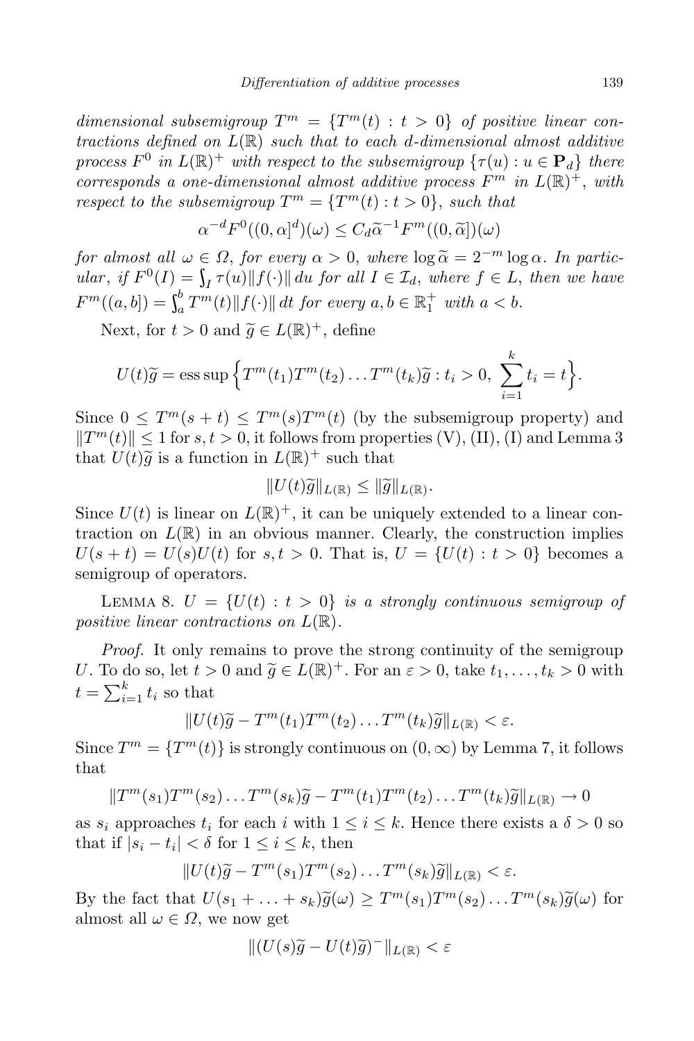*dimensional subsemigroup $T^m = \{T^m(t) : t > 0\}$ of positive linear contractions defined on $L(\mathbb{R})$ such that to each $d$-dimensional almost additive process $F^0$ in $L(\mathbb{R})^+$ with respect to the subsemigroup $\{\tau(u) : u \in \mathbf{P}_d\}$ there corresponds a one-dimensional almost additive process $F^m$ in $L(\mathbb{R})^+$, with respect to the subsemigroup $T^m = \{T^m(t) : t > 0\}$, such that*

$$\alpha^{-d} F^0((0,\alpha]^d)(\omega) \le C_d \widetilde{\alpha}^{-1} F^m((0,\widetilde{\alpha}])(\omega)$$

*for almost all $\omega \in \Omega$, for every $\alpha > 0$, where $\log \widetilde{\alpha} = 2^{-m} \log \alpha$. In particular, if $F^0(I) = \int_I \tau(u)\|f(\cdot)\|\,du$ for all $I \in \mathcal{I}_d$, where $f \in L$, then we have $F^m((a,b]) = \int_a^b T^m(t)\|f(\cdot)\|\,dt$ for every $a, b \in \mathbb{R}_1^+$ with $a < b$.*

Next, for $t > 0$ and $\widetilde{g} \in L(\mathbb{R})^+$, define

$$U(t)\widetilde{g} = \operatorname{ess\,sup}\Big\{T^m(t_1)T^m(t_2)\ldots T^m(t_k)\widetilde{g} : t_i > 0,\ \sum_{i=1}^k t_i = t\Big\}.$$

Since $0 \le T^m(s+t) \le T^m(s)T^m(t)$ (by the subsemigroup property) and $\|T^m(t)\| \le 1$ for $s, t > 0$, it follows from properties (V), (II), (I) and Lemma 3 that $U(t)\widetilde{g}$ is a function in $L(\mathbb{R})^+$ such that

$$\|U(t)\widetilde{g}\|_{L(\mathbb{R})} \le \|\widetilde{g}\|_{L(\mathbb{R})}.$$

Since $U(t)$ is linear on $L(\mathbb{R})^+$, it can be uniquely extended to a linear contraction on $L(\mathbb{R})$ in an obvious manner. Clearly, the construction implies $U(s+t) = U(s)U(t)$ for $s, t > 0$. That is, $U = \{U(t) : t > 0\}$ becomes a semigroup of operators.

Lemma 8. *$U = \{U(t) : t > 0\}$ is a strongly continuous semigroup of positive linear contractions on $L(\mathbb{R})$.*

*Proof.* It only remains to prove the strong continuity of the semigroup $U$. To do so, let $t > 0$ and $\widetilde{g} \in L(\mathbb{R})^+$. For an $\varepsilon > 0$, take $t_1, \ldots, t_k > 0$ with $t = \sum_{i=1}^k t_i$ so that

$$\|U(t)\widetilde{g} - T^m(t_1)T^m(t_2)\ldots T^m(t_k)\widetilde{g}\|_{L(\mathbb{R})} < \varepsilon.$$

Since $T^m = \{T^m(t)\}$ is strongly continuous on $(0,\infty)$ by Lemma 7, it follows that

$$\|T^m(s_1)T^m(s_2)\ldots T^m(s_k)\widetilde{g} - T^m(t_1)T^m(t_2)\ldots T^m(t_k)\widetilde{g}\|_{L(\mathbb{R})} \to 0$$

as $s_i$ approaches $t_i$ for each $i$ with $1 \le i \le k$. Hence there exists a $\delta > 0$ so that if $|s_i - t_i| < \delta$ for $1 \le i \le k$, then

$$\|U(t)\widetilde{g} - T^m(s_1)T^m(s_2)\ldots T^m(s_k)\widetilde{g}\|_{L(\mathbb{R})} < \varepsilon.$$

By the fact that $U(s_1 + \ldots + s_k)\widetilde{g}(\omega) \ge T^m(s_1)T^m(s_2)\ldots T^m(s_k)\widetilde{g}(\omega)$ for almost all $\omega \in \Omega$, we now get

$$\|(U(s)\widetilde{g} - U(t)\widetilde{g})^-\|_{L(\mathbb{R})} < \varepsilon$$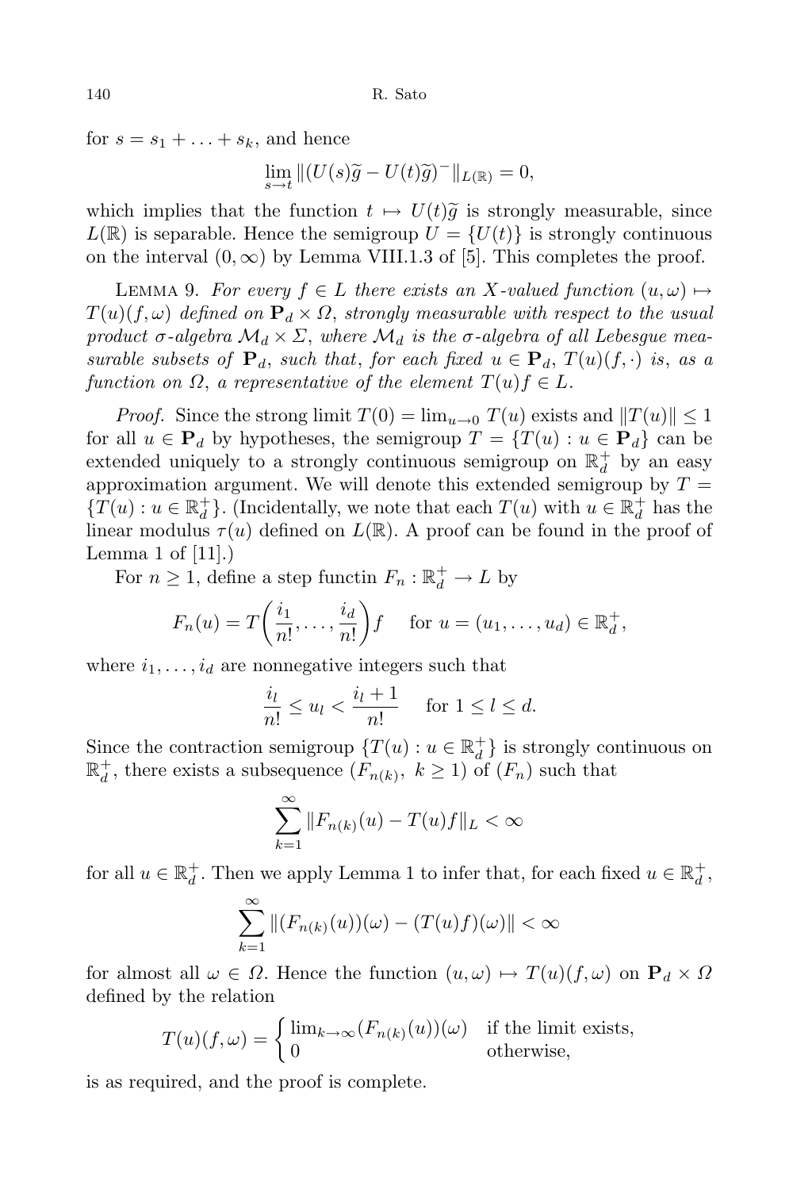for $s = s_1 + \ldots + s_k$, and hence

$$\lim_{s \to t} \|(U(s)\widetilde{g} - U(t)\widetilde{g})^-\|_{L(\mathbb{R})} = 0,$$

which implies that the function $t \mapsto U(t)\widetilde{g}$ is strongly measurable, since $L(\mathbb{R})$ is separable. Hence the semigroup $U = \{U(t)\}$ is strongly continuous on the interval $(0, \infty)$ by Lemma VIII.1.3 of [5]. This completes the proof.

LEMMA 9. *For every $f \in L$ there exists an $X$-valued function $(u, \omega) \mapsto T(u)(f, \omega)$ defined on $\mathbf{P}_d \times \Omega$, strongly measurable with respect to the usual product $\sigma$-algebra $\mathcal{M}_d \times \Sigma$, where $\mathcal{M}_d$ is the $\sigma$-algebra of all Lebesgue measurable subsets of $\mathbf{P}_d$, such that, for each fixed $u \in \mathbf{P}_d$, $T(u)(f, \cdot)$ is, as a function on $\Omega$, a representative of the element $T(u)f \in L$.*

*Proof.* Since the strong limit $T(0) = \lim_{u \to 0} T(u)$ exists and $\|T(u)\| \leq 1$ for all $u \in \mathbf{P}_d$ by hypotheses, the semigroup $T = \{T(u) : u \in \mathbf{P}_d\}$ can be extended uniquely to a strongly continuous semigroup on $\mathbb{R}_d^+$ by an easy approximation argument. We will denote this extended semigroup by $T = \{T(u) : u \in \mathbb{R}_d^+\}$. (Incidentally, we note that each $T(u)$ with $u \in \mathbb{R}_d^+$ has the linear modulus $\tau(u)$ defined on $L(\mathbb{R})$. A proof can be found in the proof of Lemma 1 of [11].)

For $n \geq 1$, define a step functin $F_n : \mathbb{R}_d^+ \to L$ by

$$F_n(u) = T\left(\frac{i_1}{n!}, \ldots, \frac{i_d}{n!}\right) f \quad \text{for } u = (u_1, \ldots, u_d) \in \mathbb{R}_d^+,$$

where $i_1, \ldots, i_d$ are nonnegative integers such that

$$\frac{i_l}{n!} \leq u_l < \frac{i_l + 1}{n!} \quad \text{for } 1 \leq l \leq d.$$

Since the contraction semigroup $\{T(u) : u \in \mathbb{R}_d^+\}$ is strongly continuous on $\mathbb{R}_d^+$, there exists a subsequence $(F_{n(k)},\ k \geq 1)$ of $(F_n)$ such that

$$\sum_{k=1}^{\infty} \|F_{n(k)}(u) - T(u)f\|_L < \infty$$

for all $u \in \mathbb{R}_d^+$. Then we apply Lemma 1 to infer that, for each fixed $u \in \mathbb{R}_d^+$,

$$\sum_{k=1}^{\infty} \|(F_{n(k)}(u))(\omega) - (T(u)f)(\omega)\| < \infty$$

for almost all $\omega \in \Omega$. Hence the function $(u, \omega) \mapsto T(u)(f, \omega)$ on $\mathbf{P}_d \times \Omega$ defined by the relation

$$T(u)(f, \omega) = \begin{cases} \lim_{k \to \infty} (F_{n(k)}(u))(\omega) & \text{if the limit exists,} \\ 0 & \text{otherwise,} \end{cases}$$

is as required, and the proof is complete.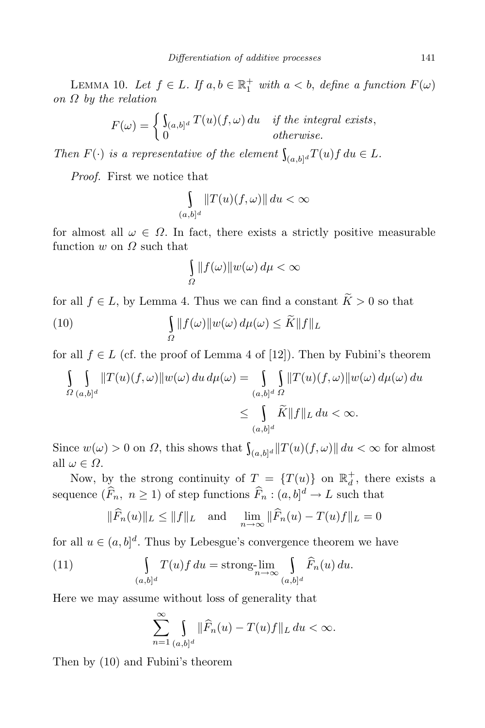Lemma 10. *Let $f \in L$. If $a, b \in \mathbb{R}_1^+$ with $a < b$, define a function $F(\omega)$ on $\Omega$ by the relation*

$$F(\omega) = \begin{cases} \int_{(a,b]^d} T(u)(f,\omega)\,du & \text{if the integral exists,} \\ 0 & \text{otherwise.} \end{cases}$$

*Then $F(\cdot)$ is a representative of the element $\int_{(a,b]^d} T(u) f\,du \in L$.*

*Proof.* First we notice that

$$\int_{(a,b]^d} \|T(u)(f,\omega)\|\,du < \infty$$

for almost all $\omega \in \Omega$. In fact, there exists a strictly positive measurable function $w$ on $\Omega$ such that

$$\int_{\Omega} \|f(\omega)\| w(\omega)\,d\mu < \infty$$

for all $f \in L$, by Lemma 4. Thus we can find a constant $\widetilde{K} > 0$ so that

$$\int_{\Omega} \|f(\omega)\| w(\omega)\,d\mu(\omega) \le \widetilde{K} \|f\|_L \tag{10}$$

for all $f \in L$ (cf. the proof of Lemma 4 of [12]). Then by Fubini's theorem

$$\begin{aligned} \int_{\Omega} \int_{(a,b]^d} \|T(u)(f,\omega)\| w(\omega)\,du\,d\mu(\omega) &= \int_{(a,b]^d} \int_{\Omega} \|T(u)(f,\omega)\| w(\omega)\,d\mu(\omega)\,du \\ &\le \int_{(a,b]^d} \widetilde{K} \|f\|_L\,du < \infty. \end{aligned}$$

Since $w(\omega) > 0$ on $\Omega$, this shows that $\int_{(a,b]^d} \|T(u)(f,\omega)\|\,du < \infty$ for almost all $\omega \in \Omega$.

Now, by the strong continuity of $T = \{T(u)\}$ on $\mathbb{R}_d^+$, there exists a sequence $(\widehat{F}_n,\ n \ge 1)$ of step functions $\widehat{F}_n : (a,b]^d \to L$ such that

$$\|\widehat{F}_n(u)\|_L \le \|f\|_L \quad \text{and} \quad \lim_{n\to\infty} \|\widehat{F}_n(u) - T(u)f\|_L = 0$$

for all $u \in (a,b]^d$. Thus by Lebesgue's convergence theorem we have

$$\int_{(a,b]^d} T(u) f\,du = \text{strong-}\lim_{n\to\infty} \int_{(a,b]^d} \widehat{F}_n(u)\,du. \tag{11}$$

Here we may assume without loss of generality that

$$\sum_{n=1}^{\infty} \int_{(a,b]^d} \|\widehat{F}_n(u) - T(u)f\|_L\,du < \infty.$$

Then by (10) and Fubini's theorem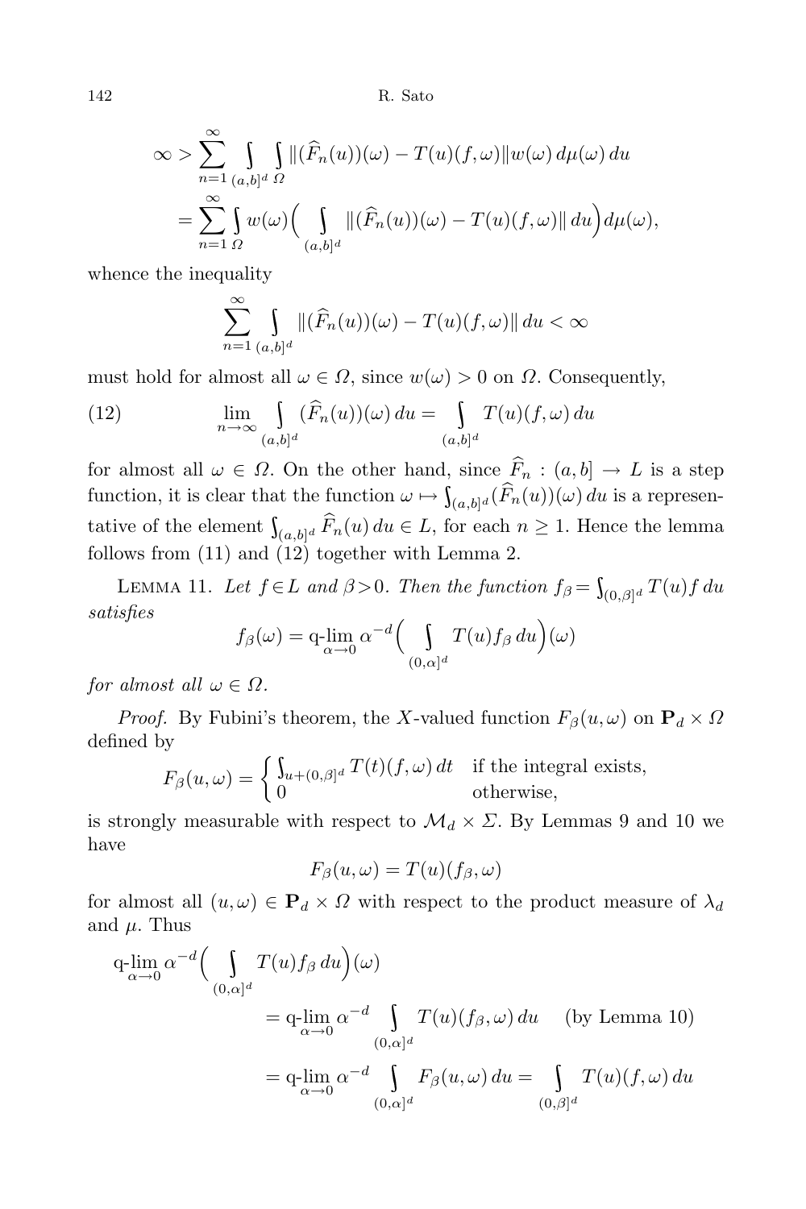$$
\begin{aligned}
\infty > \sum_{n=1}^{\infty} \int_{(a,b]^d} \int_{\Omega} \|(\widehat{F}_n(u))(\omega) - T(u)(f,\omega)\| w(\omega)\, d\mu(\omega)\, du \\
= \sum_{n=1}^{\infty} \int_{\Omega} w(\omega) \Big( \int_{(a,b]^d} \|(\widehat{F}_n(u))(\omega) - T(u)(f,\omega)\|\, du \Big) d\mu(\omega),
\end{aligned}
$$

whence the inequality

$$
\sum_{n=1}^{\infty} \int_{(a,b]^d} \|(\widehat{F}_n(u))(\omega) - T(u)(f,\omega)\|\, du < \infty
$$

must hold for almost all $\omega \in \Omega$, since $w(\omega) > 0$ on $\Omega$. Consequently,

$$
\lim_{n\to\infty} \int_{(a,b]^d} (\widehat{F}_n(u))(\omega)\, du = \int_{(a,b]^d} T(u)(f,\omega)\, du \tag{12}
$$

for almost all $\omega \in \Omega$. On the other hand, since $\widehat{F}_n : (a,b] \to L$ is a step function, it is clear that the function $\omega \mapsto \int_{(a,b]^d} (\widehat{F}_n(u))(\omega)\, du$ is a representative of the element $\int_{(a,b]^d} \widehat{F}_n(u)\, du \in L$, for each $n \geq 1$. Hence the lemma follows from (11) and (12) together with Lemma 2.

Lemma 11. *Let $f \in L$ and $\beta > 0$. Then the function $f_\beta = \int_{(0,\beta]^d} T(u)f\, du$ satisfies*

$$
f_\beta(\omega) = \operatorname*{q\text{-}lim}_{\alpha\to 0} \alpha^{-d} \Big( \int_{(0,\alpha]^d} T(u) f_\beta\, du \Big)(\omega)
$$

*for almost all $\omega \in \Omega$.*

*Proof.* By Fubini's theorem, the $X$-valued function $F_\beta(u,\omega)$ on $\mathbf{P}_d \times \Omega$ defined by

$$
F_\beta(u,\omega) = \begin{cases} \int_{u+(0,\beta]^d} T(t)(f,\omega)\, dt & \text{if the integral exists,} \\ 0 & \text{otherwise,} \end{cases}
$$

is strongly measurable with respect to $\mathcal{M}_d \times \Sigma$. By Lemmas 9 and 10 we have

$$
F_\beta(u,\omega) = T(u)(f_\beta, \omega)
$$

for almost all $(u,\omega) \in \mathbf{P}_d \times \Omega$ with respect to the product measure of $\lambda_d$ and $\mu$. Thus

$$
\begin{aligned}
\operatorname*{q\text{-}lim}_{\alpha\to 0} \alpha^{-d} \Big( \int_{(0,\alpha]^d} T(u) f_\beta\, du \Big)(\omega) \\
&= \operatorname*{q\text{-}lim}_{\alpha\to 0} \alpha^{-d} \int_{(0,\alpha]^d} T(u)(f_\beta, \omega)\, du \quad \text{(by Lemma 10)} \\
&= \operatorname*{q\text{-}lim}_{\alpha\to 0} \alpha^{-d} \int_{(0,\alpha]^d} F_\beta(u,\omega)\, du = \int_{(0,\beta]^d} T(u)(f,\omega)\, du
\end{aligned}
$$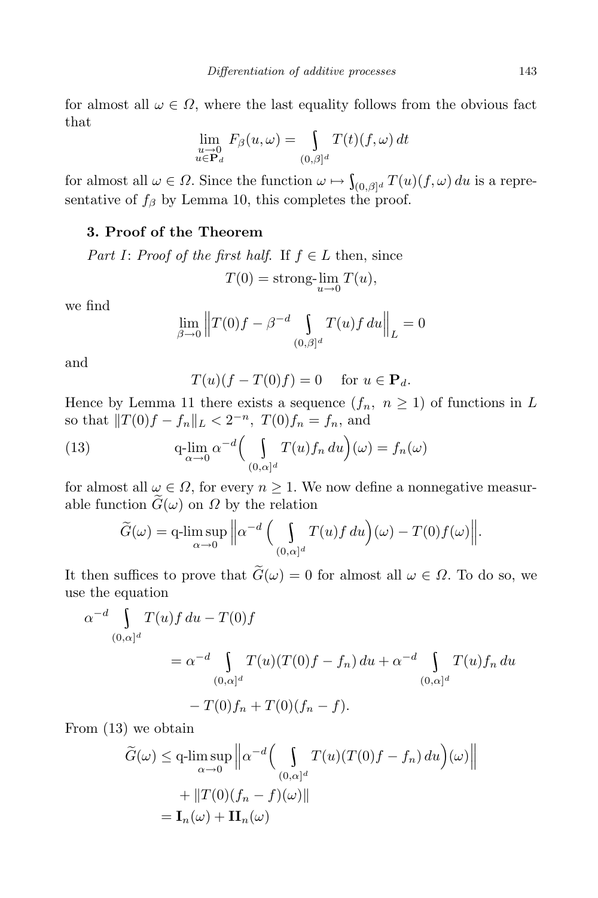for almost all $\omega \in \Omega$, where the last equality follows from the obvious fact that

$$\lim_{\substack{u \to 0 \\ u \in \mathbf{P}_d}} F_\beta(u, \omega) = \int_{(0,\beta]^d} T(t)(f, \omega)\, dt$$

for almost all $\omega \in \Omega$. Since the function $\omega \mapsto \int_{(0,\beta]^d} T(u)(f, \omega)\, du$ is a representative of $f_\beta$ by Lemma 10, this completes the proof.

## 3. Proof of the Theorem

*Part I*: *Proof of the first half.* If $f \in L$ then, since

$$T(0) = \text{strong-}\lim_{u \to 0} T(u),$$

we find

$$\lim_{\beta \to 0} \Big\| T(0)f - \beta^{-d} \int_{(0,\beta]^d} T(u) f\, du \Big\|_L = 0$$

and

$$T(u)(f - T(0)f) = 0 \quad \text{ for } u \in \mathbf{P}_d.$$

Hence by Lemma 11 there exists a sequence $(f_n,\ n \ge 1)$ of functions in $L$ so that $\|T(0)f - f_n\|_L < 2^{-n}$, $T(0)f_n = f_n$, and

$$\text{q-}\lim_{\alpha \to 0} \alpha^{-d} \Big( \int_{(0,\alpha]^d} T(u) f_n\, du \Big)(\omega) = f_n(\omega) \tag{13}$$

for almost all $\omega \in \Omega$, for every $n \ge 1$. We now define a nonnegative measurable function $\widetilde{G}(\omega)$ on $\Omega$ by the relation

$$\widetilde{G}(\omega) = \text{q-}\limsup_{\alpha \to 0} \Big\| \alpha^{-d} \Big( \int_{(0,\alpha]^d} T(u) f\, du \Big)(\omega) - T(0)f(\omega) \Big\|.$$

It then suffices to prove that $\widetilde{G}(\omega) = 0$ for almost all $\omega \in \Omega$. To do so, we use the equation

$$\begin{aligned}
\alpha^{-d} \int_{(0,\alpha]^d} T(u) f\, du - T(0)f &= \alpha^{-d} \int_{(0,\alpha]^d} T(u)(T(0)f - f_n)\, du + \alpha^{-d} \int_{(0,\alpha]^d} T(u) f_n\, du \\
&\quad - T(0)f_n + T(0)(f_n - f).
\end{aligned}$$

From (13) we obtain

$$\begin{aligned}
\widetilde{G}(\omega) &\le \text{q-}\limsup_{\alpha \to 0} \Big\| \alpha^{-d} \Big( \int_{(0,\alpha]^d} T(u)(T(0)f - f_n)\, du \Big)(\omega) \Big\| \\
&\quad + \|T(0)(f_n - f)(\omega)\| \\
&= \mathbf{I}_n(\omega) + \mathbf{II}_n(\omega)
\end{aligned}$$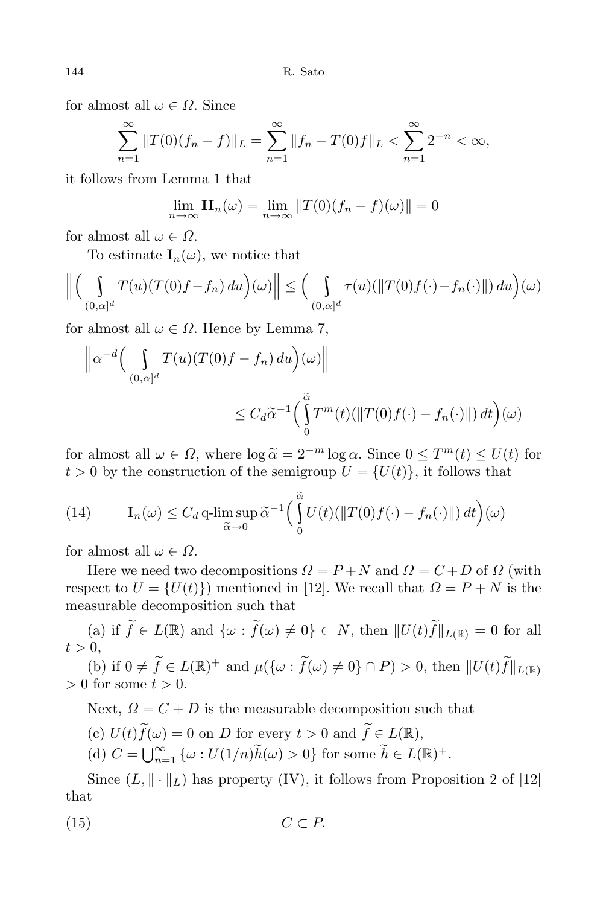for almost all $\omega \in \Omega$. Since

$$\sum_{n=1}^{\infty} \|T(0)(f_n - f)\|_L = \sum_{n=1}^{\infty} \|f_n - T(0)f\|_L < \sum_{n=1}^{\infty} 2^{-n} < \infty,$$

it follows from Lemma 1 that

$$\lim_{n\to\infty} \mathbf{II}_n(\omega) = \lim_{n\to\infty} \|T(0)(f_n - f)(\omega)\| = 0$$

for almost all $\omega \in \Omega$.

To estimate $\mathbf{I}_n(\omega)$, we notice that

$$\Big\|\Big(\int_{(0,\alpha]^d} T(u)(T(0)f - f_n)\,du\Big)(\omega)\Big\| \le \Big(\int_{(0,\alpha]^d} \tau(u)(\|T(0)f(\cdot) - f_n(\cdot)\|)\,du\Big)(\omega)$$

for almost all $\omega \in \Omega$. Hence by Lemma 7,

$$\Big\|\alpha^{-d}\Big(\int_{(0,\alpha]^d} T(u)(T(0)f - f_n)\,du\Big)(\omega)\Big\| \le C_d \widetilde{\alpha}^{-1}\Big(\int_0^{\widetilde{\alpha}} T^m(t)(\|T(0)f(\cdot) - f_n(\cdot)\|)\,dt\Big)(\omega)$$

for almost all $\omega \in \Omega$, where $\log \widetilde{\alpha} = 2^{-m} \log \alpha$. Since $0 \le T^m(t) \le U(t)$ for $t > 0$ by the construction of the semigroup $U = \{U(t)\}$, it follows that

$$\mathbf{I}_n(\omega) \le C_d \,\text{q-}\limsup_{\widetilde{\alpha}\to 0} \widetilde{\alpha}^{-1}\Big(\int_0^{\widetilde{\alpha}} U(t)(\|T(0)f(\cdot) - f_n(\cdot)\|)\,dt\Big)(\omega) \tag{14}$$

for almost all $\omega \in \Omega$.

Here we need two decompositions $\Omega = P + N$ and $\Omega = C + D$ of $\Omega$ (with respect to $U = \{U(t)\}$) mentioned in [12]. We recall that $\Omega = P + N$ is the measurable decomposition such that

(a) if $\widetilde{f} \in L(\mathbb{R})$ and $\{\omega : \widetilde{f}(\omega) \neq 0\} \subset N$, then $\|U(t)\widetilde{f}\|_{L(\mathbb{R})} = 0$ for all $t > 0$,

(b) if $0 \neq \widetilde{f} \in L(\mathbb{R})^+$ and $\mu(\{\omega : \widetilde{f}(\omega) \neq 0\} \cap P) > 0$, then $\|U(t)\widetilde{f}\|_{L(\mathbb{R})} > 0$ for some $t > 0$.

Next, $\Omega = C + D$ is the measurable decomposition such that

(c) $U(t)\widetilde{f}(\omega) = 0$ on $D$ for every $t > 0$ and $\widetilde{f} \in L(\mathbb{R})$,

(d) $C = \bigcup_{n=1}^{\infty} \{\omega : U(1/n)\widetilde{h}(\omega) > 0\}$ for some $\widetilde{h} \in L(\mathbb{R})^+$.

Since $(L, \|\cdot\|_L)$ has property (IV), it follows from Proposition 2 of [12] that

$$C \subset P. \tag{15}$$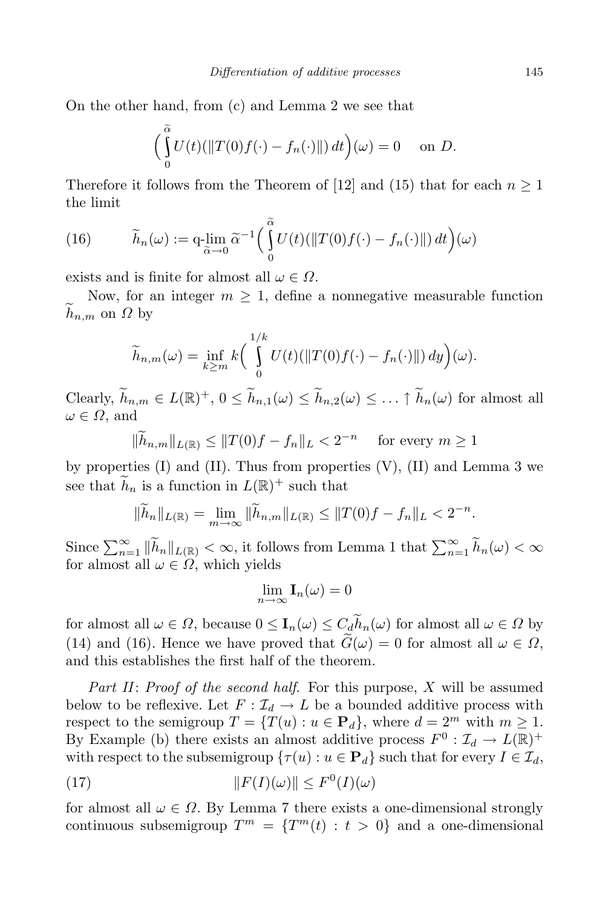On the other hand, from (c) and Lemma 2 we see that

$$\Big(\int_0^{\widetilde{\alpha}} U(t)(\|T(0)f(\cdot) - f_n(\cdot)\|)\,dt\Big)(\omega) = 0 \quad \text{on } D.$$

Therefore it follows from the Theorem of [12] and (15) that for each $n \ge 1$ the limit

$$\widetilde{h}_n(\omega) := \operatorname*{q\text{-}lim}_{\widetilde{\alpha}\to 0} \widetilde{\alpha}^{-1}\Big(\int_0^{\widetilde{\alpha}} U(t)(\|T(0)f(\cdot) - f_n(\cdot)\|)\,dt\Big)(\omega) \tag{16}$$

exists and is finite for almost all $\omega \in \Omega$.

Now, for an integer $m \ge 1$, define a nonnegative measurable function $\widetilde{h}_{n,m}$ on $\Omega$ by

$$\widetilde{h}_{n,m}(\omega) = \inf_{k\ge m} k\Big(\int_0^{1/k} U(t)(\|T(0)f(\cdot) - f_n(\cdot)\|)\,dy\Big)(\omega).$$

Clearly, $\widetilde{h}_{n,m} \in L(\mathbb{R})^+$, $0 \le \widetilde{h}_{n,1}(\omega) \le \widetilde{h}_{n,2}(\omega) \le \ldots \uparrow \widetilde{h}_n(\omega)$ for almost all $\omega \in \Omega$, and

$$\|\widetilde{h}_{n,m}\|_{L(\mathbb{R})} \le \|T(0)f - f_n\|_L < 2^{-n} \quad \text{for every } m \ge 1$$

by properties (I) and (II). Thus from properties (V), (II) and Lemma 3 we see that $\widetilde{h}_n$ is a function in $L(\mathbb{R})^+$ such that

$$\|\widetilde{h}_n\|_{L(\mathbb{R})} = \lim_{m\to\infty} \|\widetilde{h}_{n,m}\|_{L(\mathbb{R})} \le \|T(0)f - f_n\|_L < 2^{-n}.$$

Since $\sum_{n=1}^{\infty} \|\widetilde{h}_n\|_{L(\mathbb{R})} < \infty$, it follows from Lemma 1 that $\sum_{n=1}^{\infty} \widetilde{h}_n(\omega) < \infty$ for almost all $\omega \in \Omega$, which yields

$$\lim_{n\to\infty} \mathbf{I}_n(\omega) = 0$$

for almost all $\omega \in \Omega$, because $0 \le \mathbf{I}_n(\omega) \le C_d \widetilde{h}_n(\omega)$ for almost all $\omega \in \Omega$ by (14) and (16). Hence we have proved that $\widetilde{G}(\omega) = 0$ for almost all $\omega \in \Omega$, and this establishes the first half of the theorem.

*Part II*: *Proof of the second half.* For this purpose, $X$ will be assumed below to be reflexive. Let $F : \mathcal{I}_d \to L$ be a bounded additive process with respect to the semigroup $T = \{T(u) : u \in \mathbf{P}_d\}$, where $d = 2^m$ with $m \ge 1$. By Example (b) there exists an almost additive process $F^0 : \mathcal{I}_d \to L(\mathbb{R})^+$ with respect to the subsemigroup $\{\tau(u) : u \in \mathbf{P}_d\}$ such that for every $I \in \mathcal{I}_d$,

$$\|F(I)(\omega)\| \le F^0(I)(\omega) \tag{17}$$

for almost all $\omega \in \Omega$. By Lemma 7 there exists a one-dimensional strongly continuous subsemigroup $T^m = \{T^m(t) : t > 0\}$ and a one-dimensional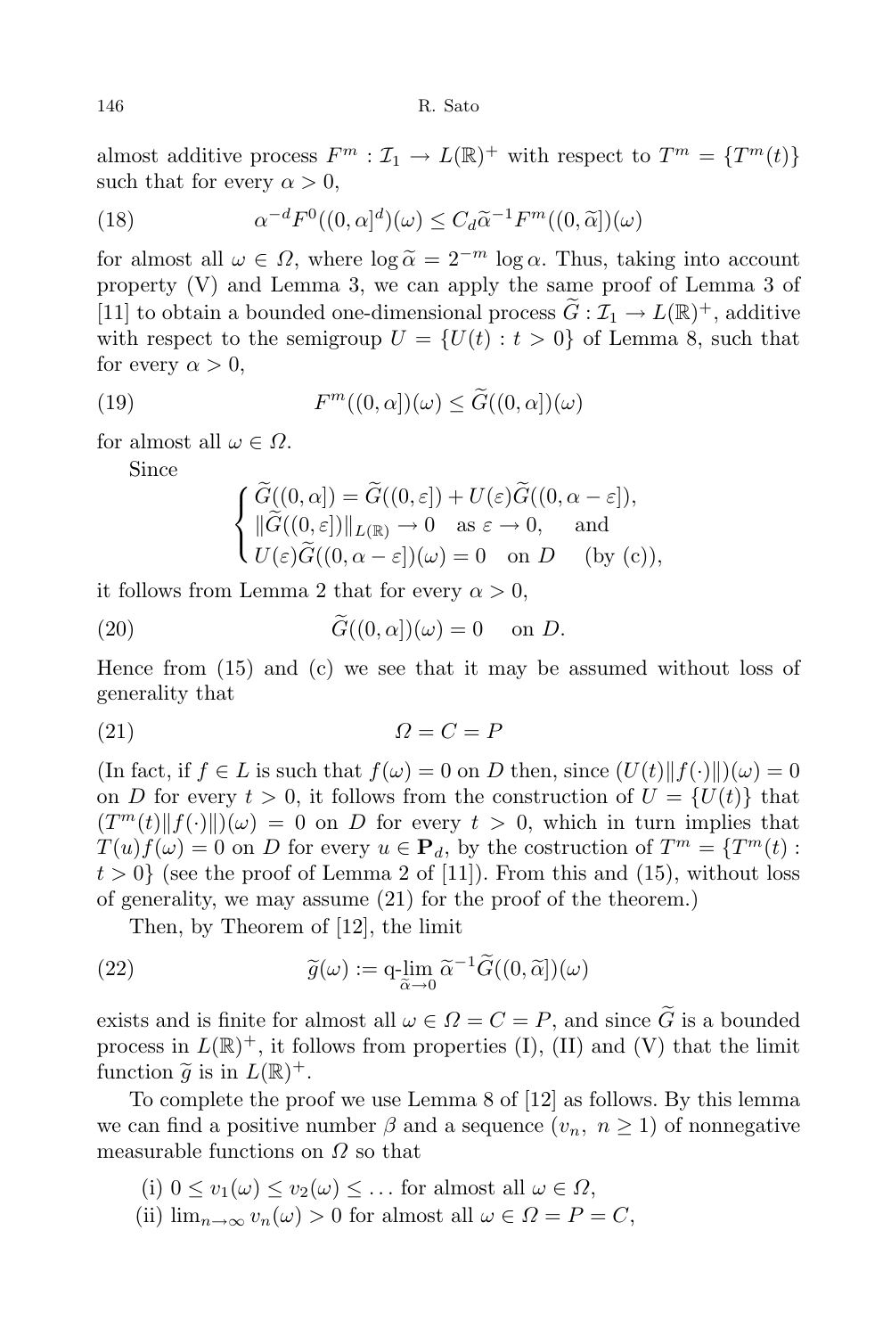almost additive process $F^m : \mathcal{I}_1 \to L(\mathbb{R})^+$ with respect to $T^m = \{T^m(t)\}$ such that for every $\alpha > 0$,

$$\alpha^{-d} F^0((0,\alpha]^d)(\omega) \le C_d \widetilde{\alpha}^{-1} F^m((0,\widetilde{\alpha}])(\omega) \tag{18}$$

for almost all $\omega \in \Omega$, where $\log \widetilde{\alpha} = 2^{-m} \log \alpha$. Thus, taking into account property (V) and Lemma 3, we can apply the same proof of Lemma 3 of [11] to obtain a bounded one-dimensional process $\widetilde{G} : \mathcal{I}_1 \to L(\mathbb{R})^+$, additive with respect to the semigroup $U = \{U(t) : t > 0\}$ of Lemma 8, such that for every $\alpha > 0$,

$$F^m((0,\alpha])(\omega) \le \widetilde{G}((0,\alpha])(\omega) \tag{19}$$

for almost all $\omega \in \Omega$.

Since

$$\begin{cases} \widetilde{G}((0,\alpha]) = \widetilde{G}((0,\varepsilon]) + U(\varepsilon)\widetilde{G}((0,\alpha-\varepsilon]), \\ \|\widetilde{G}((0,\varepsilon])\|_{L(\mathbb{R})} \to 0 \quad \text{as } \varepsilon \to 0, \quad \text{ and} \\ U(\varepsilon)\widetilde{G}((0,\alpha-\varepsilon])(\omega) = 0 \quad \text{on } D \quad \text{ (by (c))}, \end{cases}$$

it follows from Lemma 2 that for every $\alpha > 0$,

$$\widetilde{G}((0,\alpha])(\omega) = 0 \quad \text{ on } D. \tag{20}$$

Hence from (15) and (c) we see that it may be assumed without loss of generality that

$$\Omega = C = P \tag{21}$$

(In fact, if $f \in L$ is such that $f(\omega) = 0$ on $D$ then, since $(U(t)\|f(\cdot)\|)(\omega) = 0$ on $D$ for every $t > 0$, it follows from the construction of $U = \{U(t)\}$ that $(T^m(t)\|f(\cdot)\|)(\omega) = 0$ on $D$ for every $t > 0$, which in turn implies that $T(u)f(\omega) = 0$ on $D$ for every $u \in \mathbf{P}_d$, by the costruction of $T^m = \{T^m(t) : t > 0\}$ (see the proof of Lemma 2 of [11]). From this and (15), without loss of generality, we may assume (21) for the proof of the theorem.)

Then, by Theorem of [12], the limit

$$\widetilde{g}(\omega) := \operatorname*{q\text{-}lim}_{\widetilde{\alpha}\to 0} \widetilde{\alpha}^{-1} \widetilde{G}((0,\widetilde{\alpha}])(\omega) \tag{22}$$

exists and is finite for almost all $\omega \in \Omega = C = P$, and since $\widetilde{G}$ is a bounded process in $L(\mathbb{R})^+$, it follows from properties (I), (II) and (V) that the limit function $\widetilde{g}$ is in $L(\mathbb{R})^+$.

To complete the proof we use Lemma 8 of [12] as follows. By this lemma we can find a positive number $\beta$ and a sequence $(v_n,\ n \ge 1)$ of nonnegative measurable functions on $\Omega$ so that

(i) $0 \le v_1(\omega) \le v_2(\omega) \le \ldots$ for almost all $\omega \in \Omega$,

(ii) $\lim_{n\to\infty} v_n(\omega) > 0$ for almost all $\omega \in \Omega = P = C$,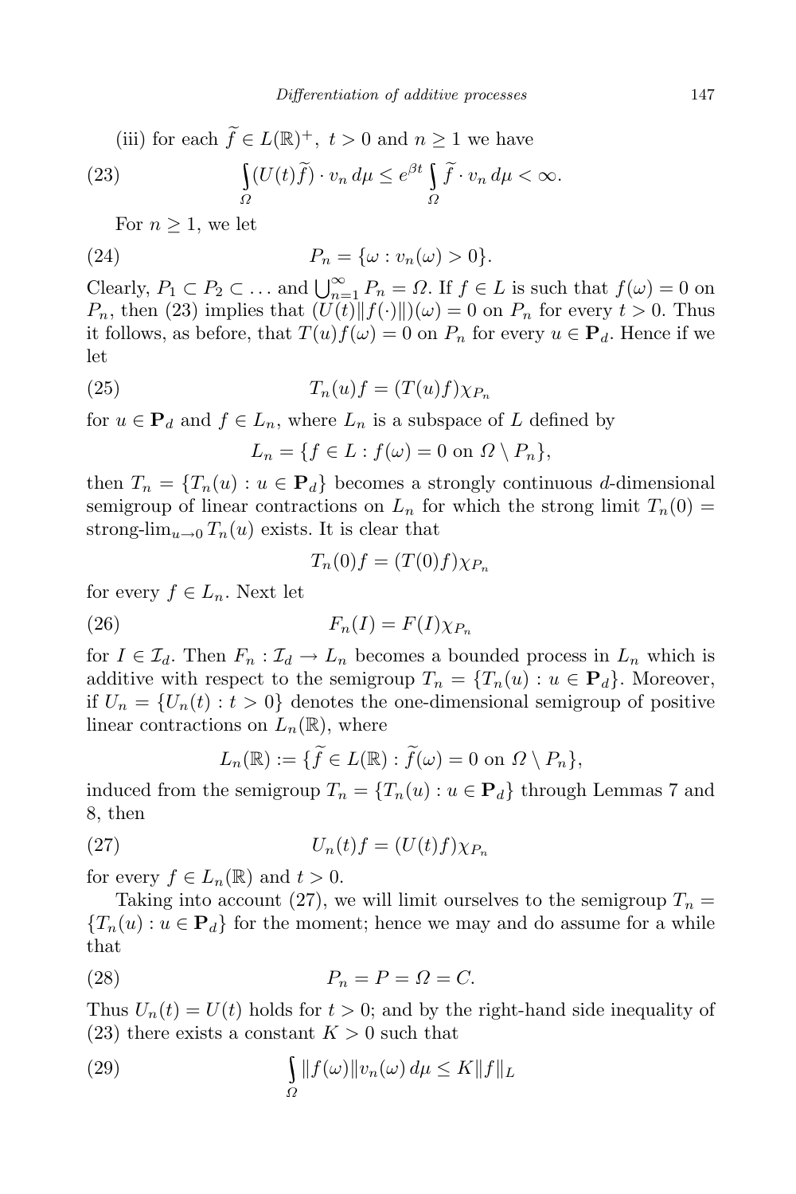(iii) for each $\widetilde{f} \in L(\mathbb{R})^+$, $t > 0$ and $n \geq 1$ we have

$$\int_{\Omega} (U(t)\widetilde{f}) \cdot v_n \, d\mu \leq e^{\beta t} \int_{\Omega} \widetilde{f} \cdot v_n \, d\mu < \infty. \tag{23}$$

For $n \geq 1$, we let

$$P_n = \{\omega : v_n(\omega) > 0\}. \tag{24}$$

Clearly, $P_1 \subset P_2 \subset \ldots$ and $\bigcup_{n=1}^{\infty} P_n = \Omega$. If $f \in L$ is such that $f(\omega) = 0$ on $P_n$, then (23) implies that $(U(t)\|f(\cdot)\|)(\omega) = 0$ on $P_n$ for every $t > 0$. Thus it follows, as before, that $T(u)f(\omega) = 0$ on $P_n$ for every $u \in \mathbf{P}_d$. Hence if we let

$$T_n(u)f = (T(u)f)\chi_{P_n} \tag{25}$$

for $u \in \mathbf{P}_d$ and $f \in L_n$, where $L_n$ is a subspace of $L$ defined by

$$L_n = \{f \in L : f(\omega) = 0 \text{ on } \Omega \setminus P_n\},$$

then $T_n = \{T_n(u) : u \in \mathbf{P}_d\}$ becomes a strongly continuous $d$-dimensional semigroup of linear contractions on $L_n$ for which the strong limit $T_n(0) = \text{strong-lim}_{u \to 0} T_n(u)$ exists. It is clear that

$$T_n(0)f = (T(0)f)\chi_{P_n}$$

for every $f \in L_n$. Next let

$$F_n(I) = F(I)\chi_{P_n} \tag{26}$$

for $I \in \mathcal{I}_d$. Then $F_n : \mathcal{I}_d \to L_n$ becomes a bounded process in $L_n$ which is additive with respect to the semigroup $T_n = \{T_n(u) : u \in \mathbf{P}_d\}$. Moreover, if $U_n = \{U_n(t) : t > 0\}$ denotes the one-dimensional semigroup of positive linear contractions on $L_n(\mathbb{R})$, where

$$L_n(\mathbb{R}) := \{\widetilde{f} \in L(\mathbb{R}) : \widetilde{f}(\omega) = 0 \text{ on } \Omega \setminus P_n\},$$

induced from the semigroup $T_n = \{T_n(u) : u \in \mathbf{P}_d\}$ through Lemmas 7 and 8, then

$$U_n(t)f = (U(t)f)\chi_{P_n} \tag{27}$$

for every $f \in L_n(\mathbb{R})$ and $t > 0$.

Taking into account (27), we will limit ourselves to the semigroup $T_n = \{T_n(u) : u \in \mathbf{P}_d\}$ for the moment; hence we may and do assume for a while that

$$P_n = P = \Omega = C. \tag{28}$$

Thus $U_n(t) = U(t)$ holds for $t > 0$; and by the right-hand side inequality of (23) there exists a constant $K > 0$ such that

$$\int_{\Omega} \|f(\omega)\| v_n(\omega) \, d\mu \leq K\|f\|_L \tag{29}$$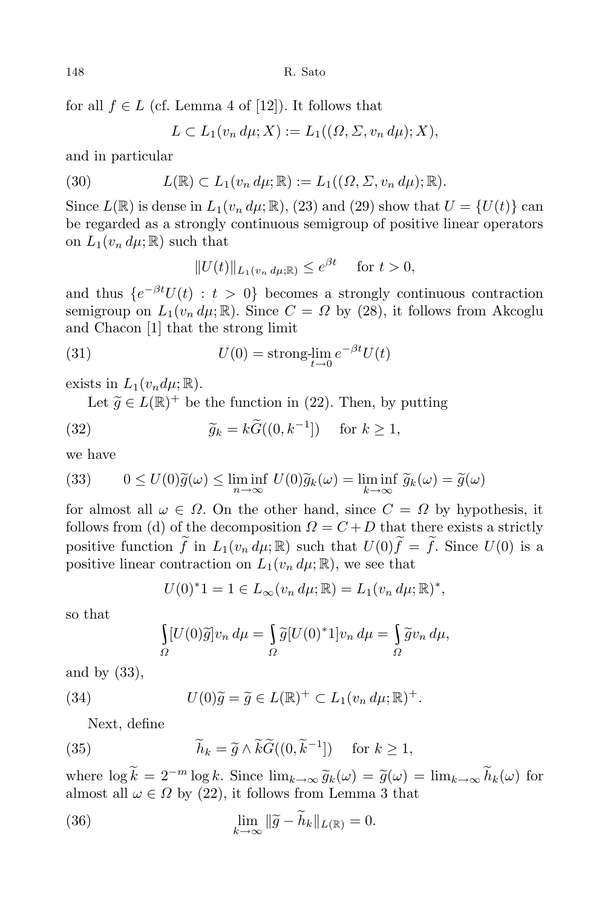for all $f \in L$ (cf. Lemma 4 of [12]). It follows that

$$L \subset L_1(v_n\, d\mu; X) := L_1((\Omega, \Sigma, v_n\, d\mu); X),$$

and in particular

$$L(\mathbb{R}) \subset L_1(v_n\, d\mu; \mathbb{R}) := L_1((\Omega, \Sigma, v_n\, d\mu); \mathbb{R}). \tag{30}$$

Since $L(\mathbb{R})$ is dense in $L_1(v_n\, d\mu; \mathbb{R})$, (23) and (29) show that $U = \{U(t)\}$ can be regarded as a strongly continuous semigroup of positive linear operators on $L_1(v_n\, d\mu; \mathbb{R})$ such that

$$\|U(t)\|_{L_1(v_n\, d\mu; \mathbb{R})} \le e^{\beta t} \quad \text{for } t > 0,$$

and thus $\{e^{-\beta t}U(t) : t > 0\}$ becomes a strongly continuous contraction semigroup on $L_1(v_n\, d\mu; \mathbb{R})$. Since $C = \Omega$ by (28), it follows from Akcoglu and Chacon [1] that the strong limit

$$U(0) = \text{strong-}\lim_{t \to 0} e^{-\beta t} U(t) \tag{31}$$

exists in $L_1(v_n d\mu; \mathbb{R})$.

Let $\widetilde{g} \in L(\mathbb{R})^+$ be the function in (22). Then, by putting

$$\widetilde{g}_k = k\widetilde{G}((0, k^{-1}]) \quad \text{for } k \ge 1, \tag{32}$$

we have

$$0 \le U(0)\widetilde{g}(\omega) \le \liminf_{n\to\infty} U(0)\widetilde{g}_k(\omega) = \liminf_{k\to\infty} \widetilde{g}_k(\omega) = \widetilde{g}(\omega) \tag{33}$$

for almost all $\omega \in \Omega$. On the other hand, since $C = \Omega$ by hypothesis, it follows from (d) of the decomposition $\Omega = C + D$ that there exists a strictly positive function $\widetilde{f}$ in $L_1(v_n\, d\mu; \mathbb{R})$ such that $U(0)\widetilde{f} = \widetilde{f}$. Since $U(0)$ is a positive linear contraction on $L_1(v_n\, d\mu; \mathbb{R})$, we see that

$$U(0)^*1 = 1 \in L_\infty(v_n\, d\mu; \mathbb{R}) = L_1(v_n\, d\mu; \mathbb{R})^*,$$

so that

$$\int_\Omega [U(0)\widetilde{g}]v_n\, d\mu = \int_\Omega \widetilde{g}[U(0)^*1]v_n\, d\mu = \int_\Omega \widetilde{g}v_n\, d\mu,$$

and by (33),

$$U(0)\widetilde{g} = \widetilde{g} \in L(\mathbb{R})^+ \subset L_1(v_n\, d\mu; \mathbb{R})^+. \tag{34}$$

Next, define

$$\widetilde{h}_k = \widetilde{g} \wedge \widetilde{k}\widetilde{G}((0, \widetilde{k}^{-1}]) \quad \text{for } k \ge 1, \tag{35}$$

where $\log \widetilde{k} = 2^{-m} \log k$. Since $\lim_{k\to\infty} \widetilde{g}_k(\omega) = \widetilde{g}(\omega) = \lim_{k\to\infty} \widetilde{h}_k(\omega)$ for almost all $\omega \in \Omega$ by (22), it follows from Lemma 3 that

$$\lim_{k\to\infty} \|\widetilde{g} - \widetilde{h}_k\|_{L(\mathbb{R})} = 0. \tag{36}$$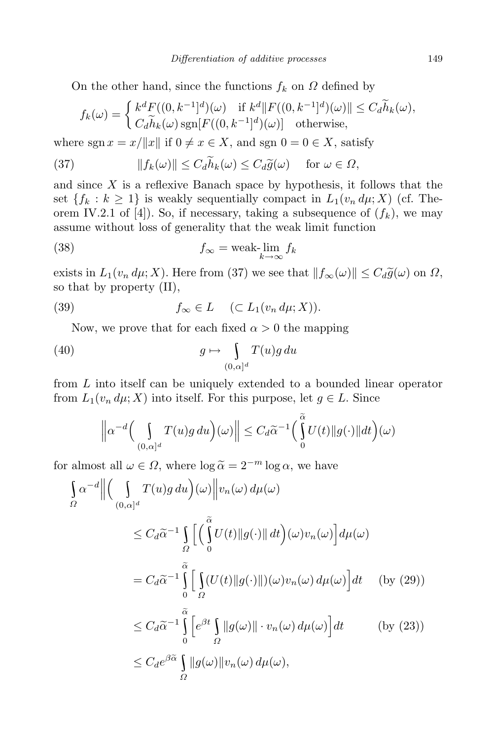On the other hand, since the functions $f_k$ on $\Omega$ defined by

$$f_k(\omega) = \begin{cases} k^d F((0,k^{-1}]^d)(\omega) & \text{if } k^d \|F((0,k^{-1}]^d)(\omega)\| \le C_d \widetilde{h}_k(\omega), \\ C_d \widetilde{h}_k(\omega) \operatorname{sgn}[F((0,k^{-1}]^d)(\omega)] & \text{otherwise,} \end{cases}$$

where $\operatorname{sgn} x = x/\|x\|$ if $0 \ne x \in X$, and $\operatorname{sgn} 0 = 0 \in X$, satisfy

$$\|f_k(\omega)\| \le C_d \widetilde{h}_k(\omega) \le C_d \widetilde{g}(\omega) \quad \text{for } \omega \in \Omega, \tag{37}$$

and since $X$ is a reflexive Banach space by hypothesis, it follows that the set $\{f_k : k \ge 1\}$ is weakly sequentially compact in $L_1(v_n\, d\mu; X)$ (cf. Theorem IV.2.1 of [4]). So, if necessary, taking a subsequence of $(f_k)$, we may assume without loss of generality that the weak limit function

$$f_\infty = \operatorname{weak-lim}_{k\to\infty} f_k \tag{38}$$

exists in $L_1(v_n\, d\mu; X)$. Here from (37) we see that $\|f_\infty(\omega)\| \le C_d \widetilde{g}(\omega)$ on $\Omega$, so that by property (II),

$$f_\infty \in L \quad (\subset L_1(v_n\, d\mu; X)). \tag{39}$$

Now, we prove that for each fixed $\alpha > 0$ the mapping

$$g \mapsto \int_{(0,\alpha]^d} T(u) g\, du \tag{40}$$

from $L$ into itself can be uniquely extended to a bounded linear operator from $L_1(v_n\, d\mu; X)$ into itself. For this purpose, let $g \in L$. Since

$$\Big\| \alpha^{-d} \Big( \int_{(0,\alpha]^d} T(u) g\, du \Big)(\omega) \Big\| \le C_d \widetilde{\alpha}^{-1} \Big( \int_0^{\widetilde{\alpha}} U(t) \|g(\cdot)\| dt \Big)(\omega)$$

for almost all $\omega \in \Omega$, where $\log \widetilde{\alpha} = 2^{-m} \log \alpha$, we have

$$\begin{aligned}
\int_\Omega \alpha^{-d} \Big\| \Big( \int_{(0,\alpha]^d} T(u) g\, du \Big)(\omega) \Big\| v_n(\omega)\, d\mu(\omega) \hspace{-6cm} & \\
&\le C_d \widetilde{\alpha}^{-1} \int_\Omega \Big[ \Big( \int_0^{\widetilde{\alpha}} U(t) \|g(\cdot)\|\, dt \Big)(\omega) v_n(\omega) \Big] d\mu(\omega) \\
&= C_d \widetilde{\alpha}^{-1} \int_0^{\widetilde{\alpha}} \Big[ \int_\Omega (U(t) \|g(\cdot)\|)(\omega) v_n(\omega)\, d\mu(\omega) \Big] dt \qquad \text{(by (29))} \\
&\le C_d \widetilde{\alpha}^{-1} \int_0^{\widetilde{\alpha}} \Big[ e^{\beta t} \int_\Omega \|g(\omega)\| \cdot v_n(\omega)\, d\mu(\omega) \Big] dt \qquad \text{(by (23))} \\
&\le C_d e^{\beta \widetilde{\alpha}} \int_\Omega \|g(\omega)\| v_n(\omega)\, d\mu(\omega),
\end{aligned}$$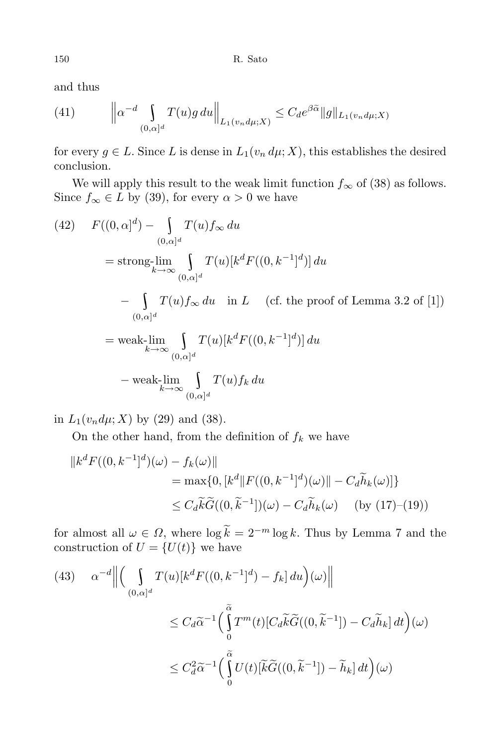and thus

$$
(41) \qquad \Big\| \alpha^{-d} \int\limits_{(0,\alpha]^d} T(u) g \, du \Big\|_{L_1(v_n \, d\mu; X)} \le C_d e^{\beta \widetilde{\alpha}} \|g\|_{L_1(v_n \, d\mu; X)}
$$

for every $g \in L$. Since $L$ is dense in $L_1(v_n \, d\mu; X)$, this establishes the desired conclusion.

We will apply this result to the weak limit function $f_\infty$ of (38) as follows. Since $f_\infty \in L$ by (39), for every $\alpha > 0$ we have

$$
\begin{aligned}
(42) \quad F((0,\alpha]^d) - \int\limits_{(0,\alpha]^d} T(u) f_\infty \, du
&= \text{strong-}\lim_{k\to\infty} \int\limits_{(0,\alpha]^d} T(u)[k^d F((0,k^{-1}]^d)] \, du \\
&\quad - \int\limits_{(0,\alpha]^d} T(u) f_\infty \, du \quad \text{in } L \quad \text{(cf. the proof of Lemma 3.2 of [1])} \\
&= \text{weak-}\lim_{k\to\infty} \int\limits_{(0,\alpha]^d} T(u)[k^d F((0,k^{-1}]^d)] \, du \\
&\quad - \text{weak-}\lim_{k\to\infty} \int\limits_{(0,\alpha]^d} T(u) f_k \, du
\end{aligned}
$$

in $L_1(v_n d\mu; X)$ by (29) and (38).

On the other hand, from the definition of $f_k$ we have

$$
\begin{aligned}
\|k^d F((0,k^{-1}]^d)(\omega) - f_k(\omega)\|
&= \max\{0, [k^d \|F((0,k^{-1}]^d)(\omega)\| - C_d \widetilde{h}_k(\omega)]\} \\
&\le C_d \widetilde{k} \widetilde{G}((0,\widetilde{k}^{-1}])(\omega) - C_d \widetilde{h}_k(\omega) \quad \text{(by (17)–(19))}
\end{aligned}
$$

for almost all $\omega \in \Omega$, where $\log \widetilde{k} = 2^{-m} \log k$. Thus by Lemma 7 and the construction of $U = \{U(t)\}$ we have

$$
\begin{aligned}
(43) \quad \alpha^{-d} \Big\| \Big( \int\limits_{(0,\alpha]^d} T(u)[k^d F((0,k^{-1}]^d) - f_k] \, du \Big)(\omega) \Big\|
&\le C_d \widetilde{\alpha}^{-1} \Big( \int\limits_0^{\widetilde{\alpha}} T^m(t)[C_d \widetilde{k} \widetilde{G}((0,\widetilde{k}^{-1}]) - C_d \widetilde{h}_k] \, dt \Big)(\omega) \\
&\le C_d^2 \widetilde{\alpha}^{-1} \Big( \int\limits_0^{\widetilde{\alpha}} U(t)[\widetilde{k} \widetilde{G}((0,\widetilde{k}^{-1}]) - \widetilde{h}_k] \, dt \Big)(\omega)
\end{aligned}
$$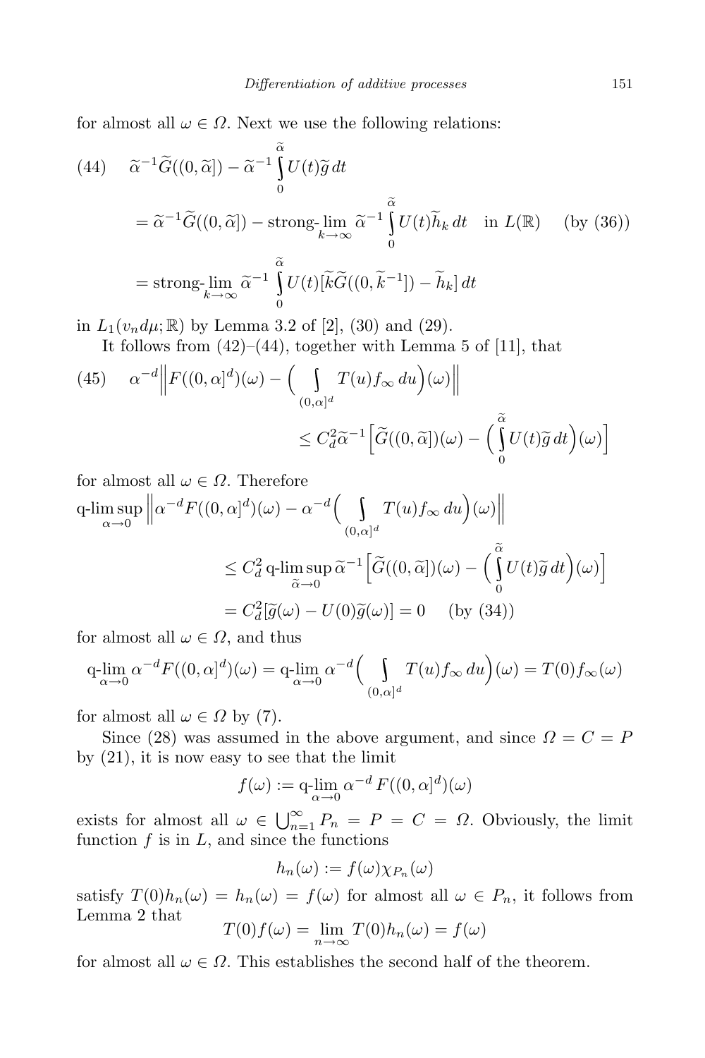for almost all $\omega \in \Omega$. Next we use the following relations:

$$
\begin{aligned}
(44)\quad & \widetilde{\alpha}^{-1}\widetilde{G}((0,\widetilde{\alpha}]) - \widetilde{\alpha}^{-1}\int_0^{\widetilde{\alpha}} U(t)\widetilde{g}\,dt \\
&= \widetilde{\alpha}^{-1}\widetilde{G}((0,\widetilde{\alpha}]) - \text{strong-}\lim_{k\to\infty} \widetilde{\alpha}^{-1}\int_0^{\widetilde{\alpha}} U(t)\widetilde{h}_k\,dt \quad \text{in } L(\mathbb{R}) \quad \text{(by (36))} \\
&= \text{strong-}\lim_{k\to\infty} \widetilde{\alpha}^{-1}\int_0^{\widetilde{\alpha}} U(t)[\widetilde{k}\widetilde{G}((0,\widetilde{k}^{-1}]) - \widetilde{h}_k]\,dt
\end{aligned}
$$

in $L_1(v_n d\mu;\mathbb{R})$ by Lemma 3.2 of [2], (30) and (29).

It follows from (42)–(44), together with Lemma 5 of [11], that

$$
\begin{aligned}
(45)\quad & \alpha^{-d}\Big\|F((0,\alpha]^d)(\omega) - \Big(\int_{(0,\alpha]^d} T(u)f_\infty\,du\Big)(\omega)\Big\| \\
&\qquad \le C_d^2\widetilde{\alpha}^{-1}\Big[\widetilde{G}((0,\widetilde{\alpha}])(\omega) - \Big(\int_0^{\widetilde{\alpha}} U(t)\widetilde{g}\,dt\Big)(\omega)\Big]
\end{aligned}
$$

for almost all $\omega \in \Omega$. Therefore

$$
\begin{aligned}
\text{q-}\limsup_{\alpha\to 0} & \Big\|\alpha^{-d}F((0,\alpha]^d)(\omega) - \alpha^{-d}\Big(\int_{(0,\alpha]^d} T(u)f_\infty\,du\Big)(\omega)\Big\| \\
&\le C_d^2\,\text{q-}\limsup_{\widetilde{\alpha}\to 0}\widetilde{\alpha}^{-1}\Big[\widetilde{G}((0,\widetilde{\alpha}])(\omega) - \Big(\int_0^{\widetilde{\alpha}} U(t)\widetilde{g}\,dt\Big)(\omega)\Big] \\
&= C_d^2[\widetilde{g}(\omega) - U(0)\widetilde{g}(\omega)] = 0 \quad \text{(by (34))}
\end{aligned}
$$

for almost all $\omega \in \Omega$, and thus

$$
\text{q-}\lim_{\alpha\to 0}\alpha^{-d}F((0,\alpha]^d)(\omega) = \text{q-}\lim_{\alpha\to 0}\alpha^{-d}\Big(\int_{(0,\alpha]^d} T(u)f_\infty\,du\Big)(\omega) = T(0)f_\infty(\omega)
$$

for almost all $\omega \in \Omega$ by (7).

Since (28) was assumed in the above argument, and since $\Omega = C = P$ by (21), it is now easy to see that the limit

$$
f(\omega) := \text{q-}\lim_{\alpha\to 0}\alpha^{-d}F((0,\alpha]^d)(\omega)
$$

exists for almost all $\omega \in \bigcup_{n=1}^{\infty} P_n = P = C = \Omega$. Obviously, the limit function $f$ is in $L$, and since the functions

$$
h_n(\omega) := f(\omega)\chi_{P_n}(\omega)
$$

satisfy $T(0)h_n(\omega) = h_n(\omega) = f(\omega)$ for almost all $\omega \in P_n$, it follows from Lemma 2 that

$$
T(0)f(\omega) = \lim_{n\to\infty} T(0)h_n(\omega) = f(\omega)
$$

for almost all $\omega \in \Omega$. This establishes the second half of the theorem.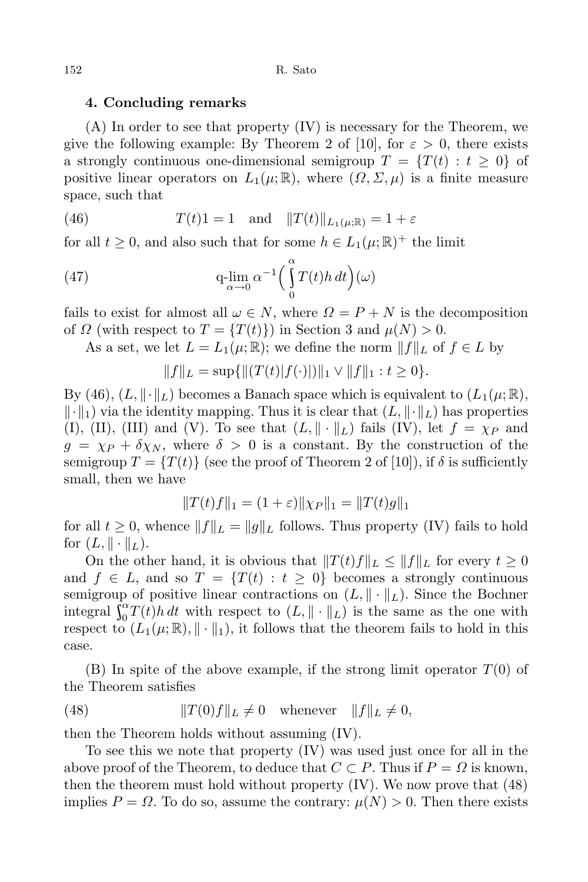## 4. Concluding remarks

(A) In order to see that property (IV) is necessary for the Theorem, we give the following example: By Theorem 2 of [10], for $\varepsilon > 0$, there exists a strongly continuous one-dimensional semigroup $T = \{T(t) : t \geq 0\}$ of positive linear operators on $L_1(\mu;\mathbb{R})$, where $(\Omega, \Sigma, \mu)$ is a finite measure space, such that

$$T(t)1 = 1 \quad \text{and} \quad \|T(t)\|_{L_1(\mu;\mathbb{R})} = 1 + \varepsilon \tag{46}$$

for all $t \geq 0$, and also such that for some $h \in L_1(\mu;\mathbb{R})^+$ the limit

$$\operatorname*{q-lim}_{\alpha\to 0} \alpha^{-1}\Big(\int_0^\alpha T(t)h\,dt\Big)(\omega) \tag{47}$$

fails to exist for almost all $\omega \in N$, where $\Omega = P + N$ is the decomposition of $\Omega$ (with respect to $T = \{T(t)\}$) in Section 3 and $\mu(N) > 0$.

As a set, we let $L = L_1(\mu;\mathbb{R})$; we define the norm $\|f\|_L$ of $f \in L$ by

$$\|f\|_L = \sup\{\|(T(t)|f(\cdot)|)\|_1 \vee \|f\|_1 : t \geq 0\}.$$

By (46), $(L, \|\cdot\|_L)$ becomes a Banach space which is equivalent to $(L_1(\mu;\mathbb{R}), \|\cdot\|_1)$ via the identity mapping. Thus it is clear that $(L, \|\cdot\|_L)$ has properties (I), (II), (III) and (V). To see that $(L, \|\cdot\|_L)$ fails (IV), let $f = \chi_P$ and $g = \chi_P + \delta\chi_N$, where $\delta > 0$ is a constant. By the construction of the semigroup $T = \{T(t)\}$ (see the proof of Theorem 2 of [10]), if $\delta$ is sufficiently small, then we have

$$\|T(t)f\|_1 = (1+\varepsilon)\|\chi_P\|_1 = \|T(t)g\|_1$$

for all $t \geq 0$, whence $\|f\|_L = \|g\|_L$ follows. Thus property (IV) fails to hold for $(L, \|\cdot\|_L)$.

On the other hand, it is obvious that $\|T(t)f\|_L \leq \|f\|_L$ for every $t \geq 0$ and $f \in L$, and so $T = \{T(t) : t \geq 0\}$ becomes a strongly continuous semigroup of positive linear contractions on $(L, \|\cdot\|_L)$. Since the Bochner integral $\int_0^\alpha T(t)h\,dt$ with respect to $(L, \|\cdot\|_L)$ is the same as the one with respect to $(L_1(\mu;\mathbb{R}), \|\cdot\|_1)$, it follows that the theorem fails to hold in this case.

(B) In spite of the above example, if the strong limit operator $T(0)$ of the Theorem satisfies

$$\|T(0)f\|_L \neq 0 \quad \text{whenever} \quad \|f\|_L \neq 0, \tag{48}$$

then the Theorem holds without assuming (IV).

To see this we note that property (IV) was used just once for all in the above proof of the Theorem, to deduce that $C \subset P$. Thus if $P = \Omega$ is known, then the theorem must hold without property (IV). We now prove that (48) implies $P = \Omega$. To do so, assume the contrary: $\mu(N) > 0$. Then there exists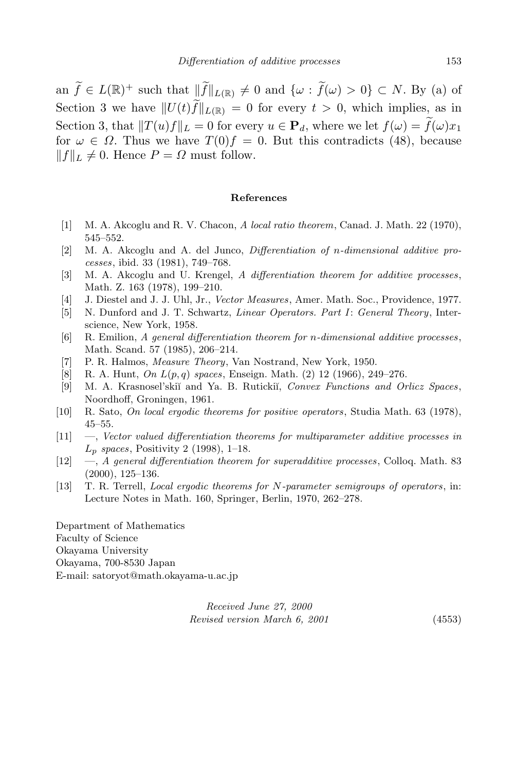an $\widetilde{f} \in L(\mathbb{R})^+$ such that $\|\widetilde{f}\|_{L(\mathbb{R})} \neq 0$ and $\{\omega : \widetilde{f}(\omega) > 0\} \subset N$. By (a) of Section 3 we have $\|U(t)\widetilde{f}\|_{L(\mathbb{R})} = 0$ for every $t > 0$, which implies, as in Section 3, that $\|T(u)f\|_L = 0$ for every $u \in \mathbf{P}_d$, where we let $f(\omega) = \widetilde{f}(\omega)x_1$ for $\omega \in \Omega$. Thus we have $T(0)f = 0$. But this contradicts (48), because $\|f\|_L \neq 0$. Hence $P = \Omega$ must follow.

## References

[1] M. A. Akcoglu and R. V. Chacon, *A local ratio theorem*, Canad. J. Math. 22 (1970), 545–552.

[2] M. A. Akcoglu and A. del Junco, *Differentiation of n-dimensional additive processes*, ibid. 33 (1981), 749–768.

[3] M. A. Akcoglu and U. Krengel, *A differentiation theorem for additive processes*, Math. Z. 163 (1978), 199–210.

[4] J. Diestel and J. J. Uhl, Jr., *Vector Measures*, Amer. Math. Soc., Providence, 1977.

[5] N. Dunford and J. T. Schwartz, *Linear Operators. Part I: General Theory*, Interscience, New York, 1958.

[6] R. Emilion, *A general differentiation theorem for n-dimensional additive processes*, Math. Scand. 57 (1985), 206–214.

[7] P. R. Halmos, *Measure Theory*, Van Nostrand, New York, 1950.

[8] R. A. Hunt, *On $L(p,q)$ spaces*, Enseign. Math. (2) 12 (1966), 249–276.

[9] M. A. Krasnosel'skiĭ and Ya. B. Rutickiĭ, *Convex Functions and Orlicz Spaces*, Noordhoff, Groningen, 1961.

[10] R. Sato, *On local ergodic theorems for positive operators*, Studia Math. 63 (1978), 45–55.

[11] —, *Vector valued differentiation theorems for multiparameter additive processes in $L_p$ spaces*, Positivity 2 (1998), 1–18.

[12] —, *A general differentiation theorem for superadditive processes*, Colloq. Math. 83 (2000), 125–136.

[13] T. R. Terrell, *Local ergodic theorems for N-parameter semigroups of operators*, in: Lecture Notes in Math. 160, Springer, Berlin, 1970, 262–278.

Department of Mathematics
Faculty of Science
Okayama University
Okayama, 700-8530 Japan
E-mail: satoryot@math.okayama-u.ac.jp

*Received June 27, 2000*
*Revised version March 6, 2001* (4553)